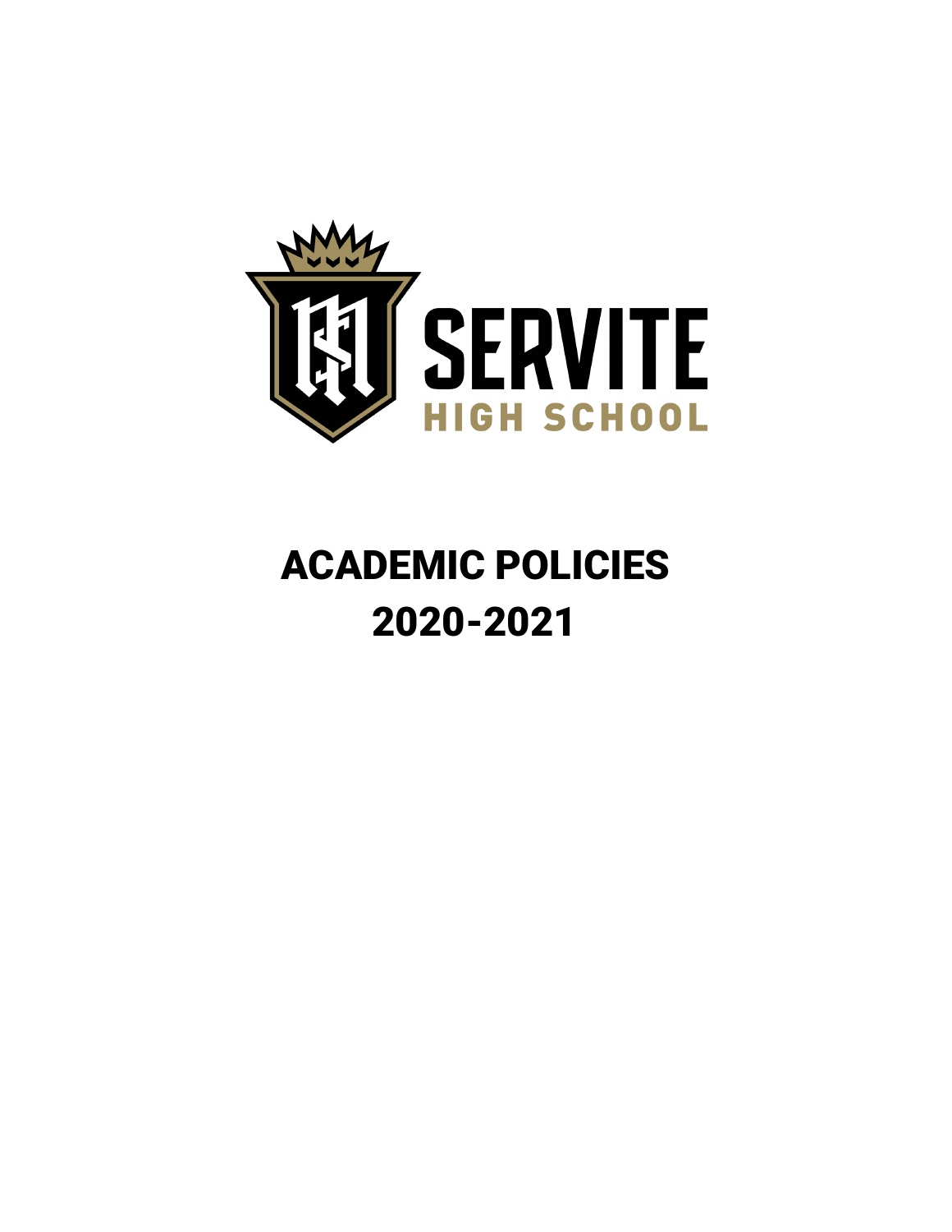# SERVITE HIGH SCHOOL

# ACADEMIC POLICIES 2020-2021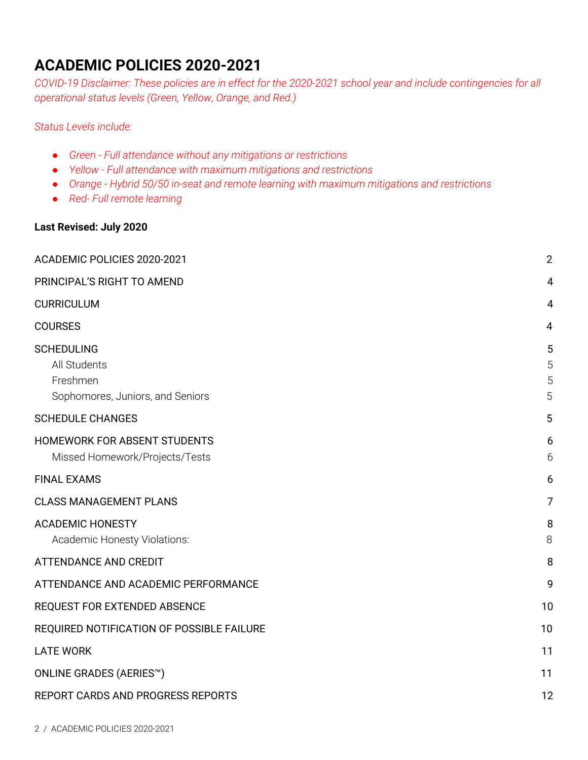# ACADEMIC POLICIES 2020-2021

*COVID-19 Disclaimer: These policies are in effect for the 2020-2021 school year and include contingencies for all operational status levels (Green, Yellow, Orange, and Red.)*

*Status Levels include:*

- *Green - Full attendance without any mitigations or restrictions*
- *Yellow - Full attendance with maximum mitigations and restrictions*
- *Orange - Hybrid 50/50 in-seat and remote learning with maximum mitigations and restrictions*
- *Red- Full remote learning*

**Last Revised: July 2020**

| | |
|---|---|
| ACADEMIC POLICIES 2020-2021 | 2 |
| PRINCIPAL'S RIGHT TO AMEND | 4 |
| CURRICULUM | 4 |
| COURSES | 4 |
| SCHEDULING | 5 |
| All Students | 5 |
| Freshmen | 5 |
| Sophomores, Juniors, and Seniors | 5 |
| SCHEDULE CHANGES | 5 |
| HOMEWORK FOR ABSENT STUDENTS | 6 |
| Missed Homework/Projects/Tests | 6 |
| FINAL EXAMS | 6 |
| CLASS MANAGEMENT PLANS | 7 |
| ACADEMIC HONESTY | 8 |
| Academic Honesty Violations: | 8 |
| ATTENDANCE AND CREDIT | 8 |
| ATTENDANCE AND ACADEMIC PERFORMANCE | 9 |
| REQUEST FOR EXTENDED ABSENCE | 10 |
| REQUIRED NOTIFICATION OF POSSIBLE FAILURE | 10 |
| LATE WORK | 11 |
| ONLINE GRADES (AERIES™) | 11 |
| REPORT CARDS AND PROGRESS REPORTS | 12 |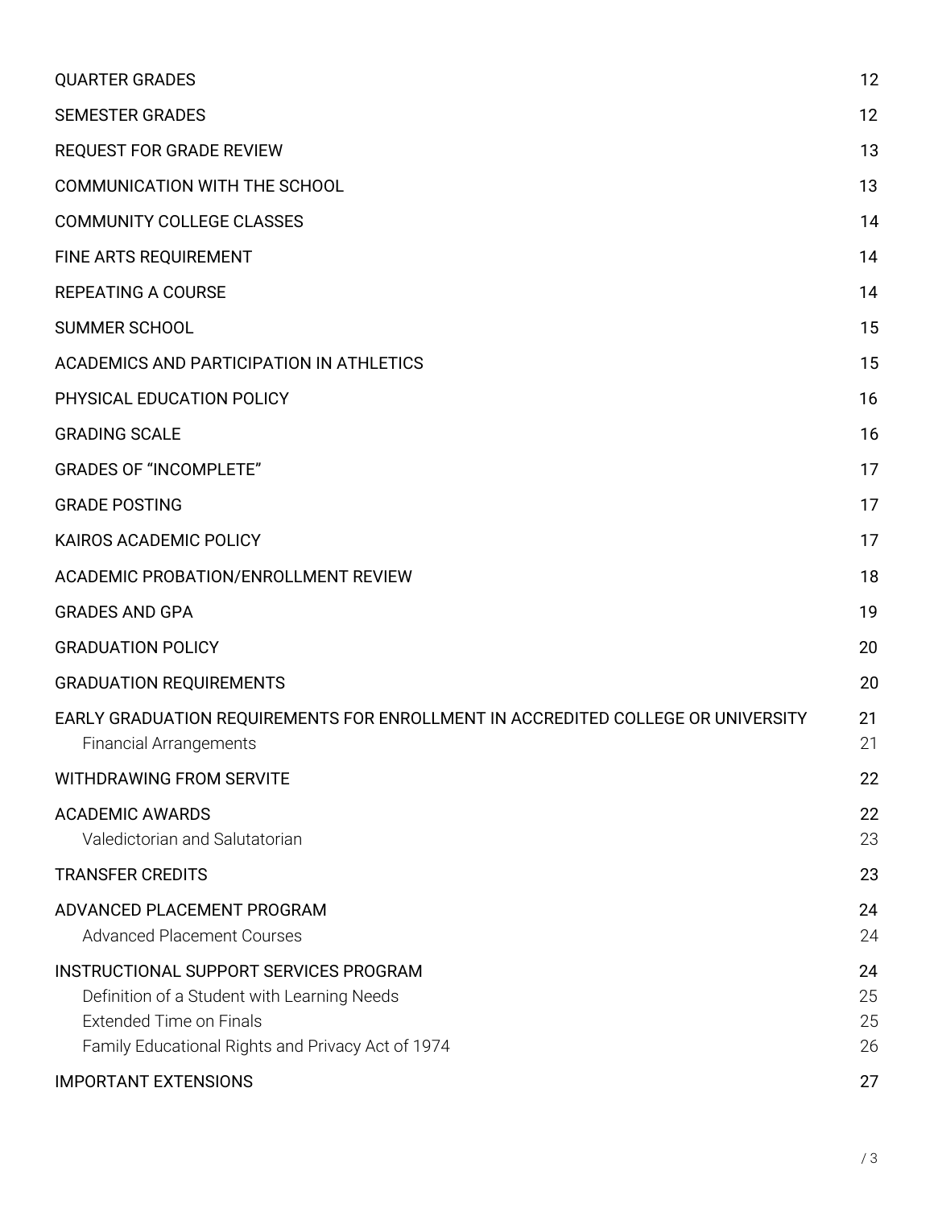| | |
|---|---|
| QUARTER GRADES | 12 |
| SEMESTER GRADES | 12 |
| REQUEST FOR GRADE REVIEW | 13 |
| COMMUNICATION WITH THE SCHOOL | 13 |
| COMMUNITY COLLEGE CLASSES | 14 |
| FINE ARTS REQUIREMENT | 14 |
| REPEATING A COURSE | 14 |
| SUMMER SCHOOL | 15 |
| ACADEMICS AND PARTICIPATION IN ATHLETICS | 15 |
| PHYSICAL EDUCATION POLICY | 16 |
| GRADING SCALE | 16 |
| GRADES OF "INCOMPLETE" | 17 |
| GRADE POSTING | 17 |
| KAIROS ACADEMIC POLICY | 17 |
| ACADEMIC PROBATION/ENROLLMENT REVIEW | 18 |
| GRADES AND GPA | 19 |
| GRADUATION POLICY | 20 |
| GRADUATION REQUIREMENTS | 20 |
| EARLY GRADUATION REQUIREMENTS FOR ENROLLMENT IN ACCREDITED COLLEGE OR UNIVERSITY | 21 |
| Financial Arrangements | 21 |
| WITHDRAWING FROM SERVITE | 22 |
| ACADEMIC AWARDS | 22 |
| Valedictorian and Salutatorian | 23 |
| TRANSFER CREDITS | 23 |
| ADVANCED PLACEMENT PROGRAM | 24 |
| Advanced Placement Courses | 24 |
| INSTRUCTIONAL SUPPORT SERVICES PROGRAM | 24 |
| Definition of a Student with Learning Needs | 25 |
| Extended Time on Finals | 25 |
| Family Educational Rights and Privacy Act of 1974 | 26 |
| IMPORTANT EXTENSIONS | 27 |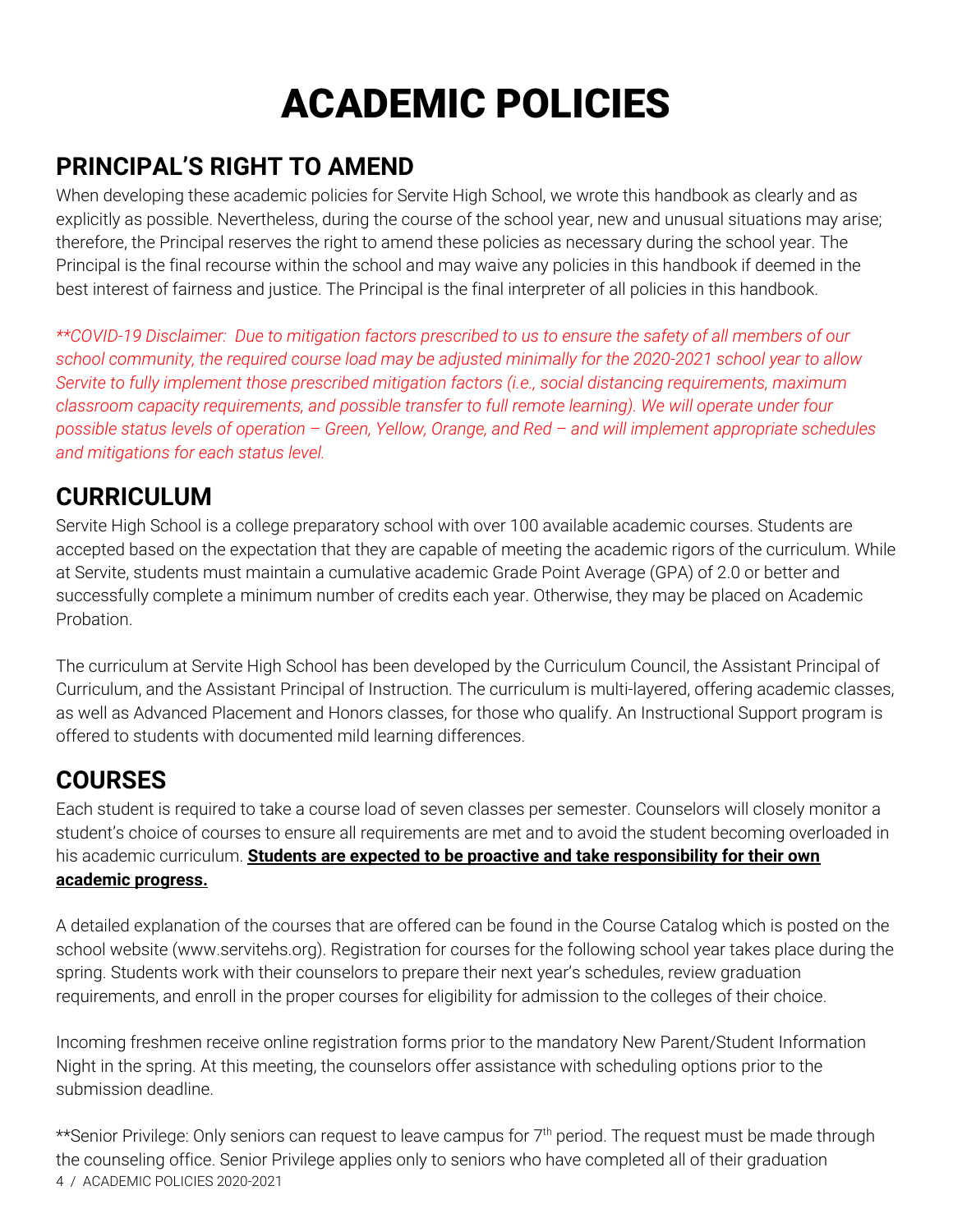# ACADEMIC POLICIES

## PRINCIPAL'S RIGHT TO AMEND

When developing these academic policies for Servite High School, we wrote this handbook as clearly and as explicitly as possible. Nevertheless, during the course of the school year, new and unusual situations may arise; therefore, the Principal reserves the right to amend these policies as necessary during the school year. The Principal is the final recourse within the school and may waive any policies in this handbook if deemed in the best interest of fairness and justice. The Principal is the final interpreter of all policies in this handbook.

*\*\*COVID-19 Disclaimer: Due to mitigation factors prescribed to us to ensure the safety of all members of our school community, the required course load may be adjusted minimally for the 2020-2021 school year to allow Servite to fully implement those prescribed mitigation factors (i.e., social distancing requirements, maximum classroom capacity requirements, and possible transfer to full remote learning). We will operate under four possible status levels of operation – Green, Yellow, Orange, and Red – and will implement appropriate schedules and mitigations for each status level.*

## CURRICULUM

Servite High School is a college preparatory school with over 100 available academic courses. Students are accepted based on the expectation that they are capable of meeting the academic rigors of the curriculum. While at Servite, students must maintain a cumulative academic Grade Point Average (GPA) of 2.0 or better and successfully complete a minimum number of credits each year. Otherwise, they may be placed on Academic Probation.

The curriculum at Servite High School has been developed by the Curriculum Council, the Assistant Principal of Curriculum, and the Assistant Principal of Instruction. The curriculum is multi-layered, offering academic classes, as well as Advanced Placement and Honors classes, for those who qualify. An Instructional Support program is offered to students with documented mild learning differences.

## COURSES

Each student is required to take a course load of seven classes per semester. Counselors will closely monitor a student's choice of courses to ensure all requirements are met and to avoid the student becoming overloaded in his academic curriculum. **Students are expected to be proactive and take responsibility for their own academic progress.**

A detailed explanation of the courses that are offered can be found in the Course Catalog which is posted on the school website (www.servitehs.org). Registration for courses for the following school year takes place during the spring. Students work with their counselors to prepare their next year's schedules, review graduation requirements, and enroll in the proper courses for eligibility for admission to the colleges of their choice.

Incoming freshmen receive online registration forms prior to the mandatory New Parent/Student Information Night in the spring. At this meeting, the counselors offer assistance with scheduling options prior to the submission deadline.

\*\*Senior Privilege: Only seniors can request to leave campus for 7th period. The request must be made through the counseling office. Senior Privilege applies only to seniors who have completed all of their graduation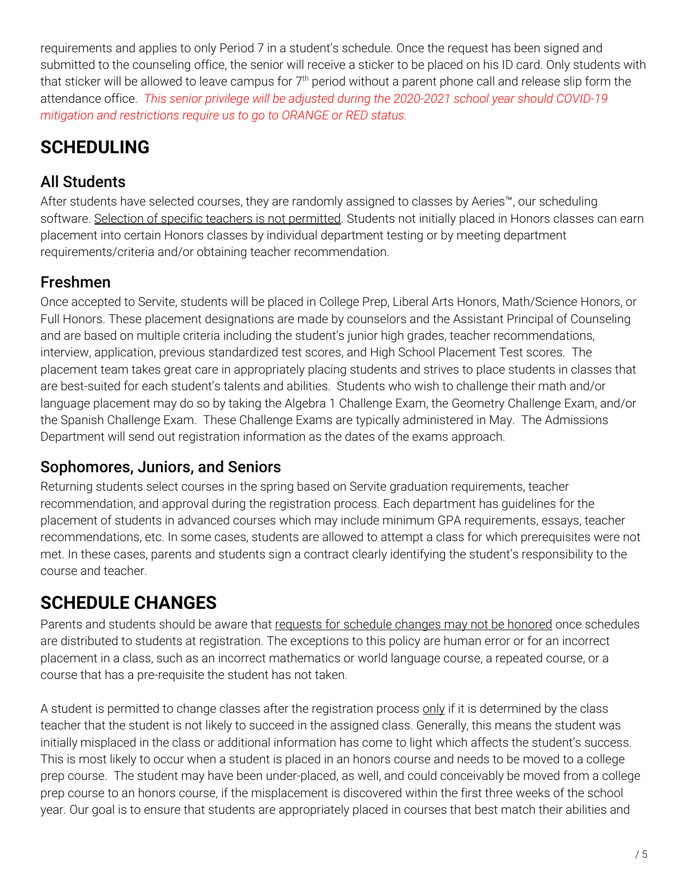requirements and applies to only Period 7 in a student's schedule. Once the request has been signed and submitted to the counseling office, the senior will receive a sticker to be placed on his ID card. Only students with that sticker will be allowed to leave campus for 7th period without a parent phone call and release slip form the attendance office. *This senior privilege will be adjusted during the 2020-2021 school year should COVID-19 mitigation and restrictions require us to go to ORANGE or RED status.*

# SCHEDULING

## All Students

After students have selected courses, they are randomly assigned to classes by Aeries™, our scheduling software. Selection of specific teachers is not permitted. Students not initially placed in Honors classes can earn placement into certain Honors classes by individual department testing or by meeting department requirements/criteria and/or obtaining teacher recommendation.

## Freshmen

Once accepted to Servite, students will be placed in College Prep, Liberal Arts Honors, Math/Science Honors, or Full Honors. These placement designations are made by counselors and the Assistant Principal of Counseling and are based on multiple criteria including the student's junior high grades, teacher recommendations, interview, application, previous standardized test scores, and High School Placement Test scores. The placement team takes great care in appropriately placing students and strives to place students in classes that are best-suited for each student's talents and abilities. Students who wish to challenge their math and/or language placement may do so by taking the Algebra 1 Challenge Exam, the Geometry Challenge Exam, and/or the Spanish Challenge Exam. These Challenge Exams are typically administered in May. The Admissions Department will send out registration information as the dates of the exams approach.

## Sophomores, Juniors, and Seniors

Returning students select courses in the spring based on Servite graduation requirements, teacher recommendation, and approval during the registration process. Each department has guidelines for the placement of students in advanced courses which may include minimum GPA requirements, essays, teacher recommendations, etc. In some cases, students are allowed to attempt a class for which prerequisites were not met. In these cases, parents and students sign a contract clearly identifying the student's responsibility to the course and teacher.

# SCHEDULE CHANGES

Parents and students should be aware that requests for schedule changes may not be honored once schedules are distributed to students at registration. The exceptions to this policy are human error or for an incorrect placement in a class, such as an incorrect mathematics or world language course, a repeated course, or a course that has a pre-requisite the student has not taken.

A student is permitted to change classes after the registration process only if it is determined by the class teacher that the student is not likely to succeed in the assigned class. Generally, this means the student was initially misplaced in the class or additional information has come to light which affects the student's success. This is most likely to occur when a student is placed in an honors course and needs to be moved to a college prep course. The student may have been under-placed, as well, and could conceivably be moved from a college prep course to an honors course, if the misplacement is discovered within the first three weeks of the school year. Our goal is to ensure that students are appropriately placed in courses that best match their abilities and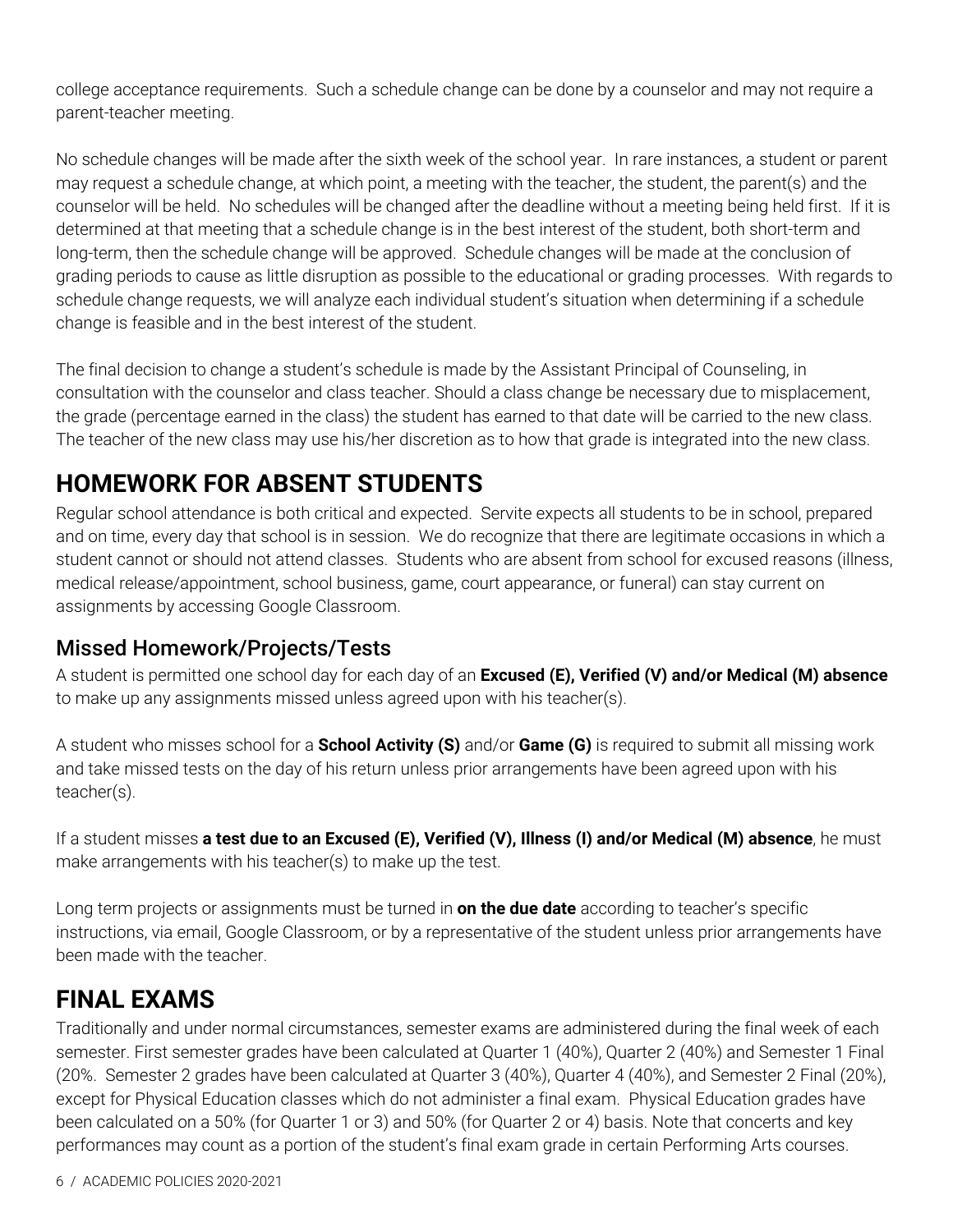college acceptance requirements. Such a schedule change can be done by a counselor and may not require a parent-teacher meeting.

No schedule changes will be made after the sixth week of the school year. In rare instances, a student or parent may request a schedule change, at which point, a meeting with the teacher, the student, the parent(s) and the counselor will be held. No schedules will be changed after the deadline without a meeting being held first. If it is determined at that meeting that a schedule change is in the best interest of the student, both short-term and long-term, then the schedule change will be approved. Schedule changes will be made at the conclusion of grading periods to cause as little disruption as possible to the educational or grading processes. With regards to schedule change requests, we will analyze each individual student's situation when determining if a schedule change is feasible and in the best interest of the student.

The final decision to change a student's schedule is made by the Assistant Principal of Counseling, in consultation with the counselor and class teacher. Should a class change be necessary due to misplacement, the grade (percentage earned in the class) the student has earned to that date will be carried to the new class. The teacher of the new class may use his/her discretion as to how that grade is integrated into the new class.

# HOMEWORK FOR ABSENT STUDENTS

Regular school attendance is both critical and expected. Servite expects all students to be in school, prepared and on time, every day that school is in session. We do recognize that there are legitimate occasions in which a student cannot or should not attend classes. Students who are absent from school for excused reasons (illness, medical release/appointment, school business, game, court appearance, or funeral) can stay current on assignments by accessing Google Classroom.

## Missed Homework/Projects/Tests

A student is permitted one school day for each day of an **Excused (E), Verified (V) and/or Medical (M) absence** to make up any assignments missed unless agreed upon with his teacher(s).

A student who misses school for a **School Activity (S)** and/or **Game (G)** is required to submit all missing work and take missed tests on the day of his return unless prior arrangements have been agreed upon with his teacher(s).

If a student misses **a test due to an Excused (E), Verified (V), Illness (I) and/or Medical (M) absence**, he must make arrangements with his teacher(s) to make up the test.

Long term projects or assignments must be turned in **on the due date** according to teacher's specific instructions, via email, Google Classroom, or by a representative of the student unless prior arrangements have been made with the teacher.

# FINAL EXAMS

Traditionally and under normal circumstances, semester exams are administered during the final week of each semester. First semester grades have been calculated at Quarter 1 (40%), Quarter 2 (40%) and Semester 1 Final (20%. Semester 2 grades have been calculated at Quarter 3 (40%), Quarter 4 (40%), and Semester 2 Final (20%), except for Physical Education classes which do not administer a final exam. Physical Education grades have been calculated on a 50% (for Quarter 1 or 3) and 50% (for Quarter 2 or 4) basis. Note that concerts and key performances may count as a portion of the student's final exam grade in certain Performing Arts courses.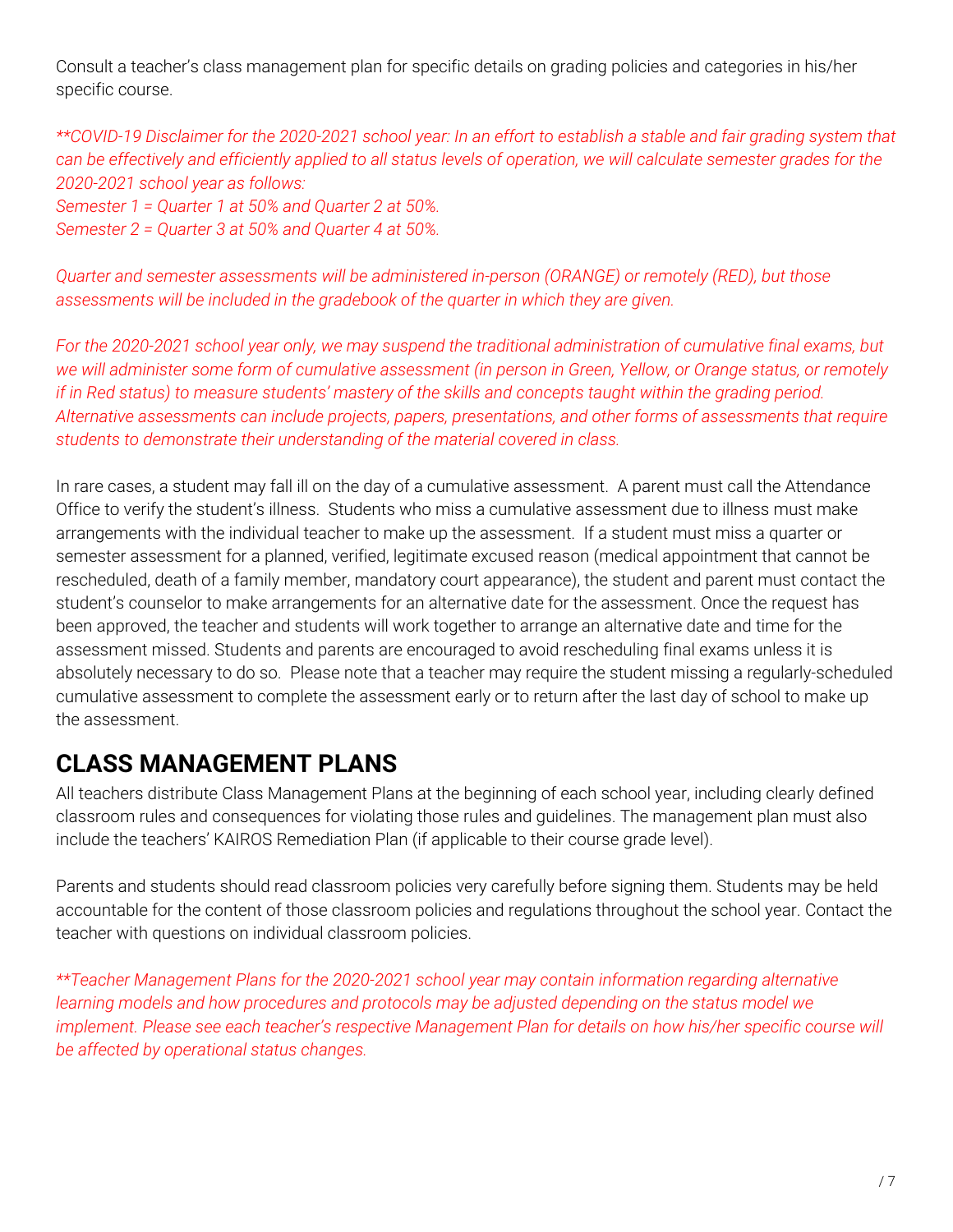Consult a teacher's class management plan for specific details on grading policies and categories in his/her specific course.

*\*\*COVID-19 Disclaimer for the 2020-2021 school year: In an effort to establish a stable and fair grading system that can be effectively and efficiently applied to all status levels of operation, we will calculate semester grades for the 2020-2021 school year as follows:*
*Semester 1 = Quarter 1 at 50% and Quarter 2 at 50%.*
*Semester 2 = Quarter 3 at 50% and Quarter 4 at 50%.*

*Quarter and semester assessments will be administered in-person (ORANGE) or remotely (RED), but those assessments will be included in the gradebook of the quarter in which they are given.*

*For the 2020-2021 school year only, we may suspend the traditional administration of cumulative final exams, but we will administer some form of cumulative assessment (in person in Green, Yellow, or Orange status, or remotely if in Red status) to measure students' mastery of the skills and concepts taught within the grading period. Alternative assessments can include projects, papers, presentations, and other forms of assessments that require students to demonstrate their understanding of the material covered in class.*

In rare cases, a student may fall ill on the day of a cumulative assessment. A parent must call the Attendance Office to verify the student's illness. Students who miss a cumulative assessment due to illness must make arrangements with the individual teacher to make up the assessment. If a student must miss a quarter or semester assessment for a planned, verified, legitimate excused reason (medical appointment that cannot be rescheduled, death of a family member, mandatory court appearance), the student and parent must contact the student's counselor to make arrangements for an alternative date for the assessment. Once the request has been approved, the teacher and students will work together to arrange an alternative date and time for the assessment missed. Students and parents are encouraged to avoid rescheduling final exams unless it is absolutely necessary to do so. Please note that a teacher may require the student missing a regularly-scheduled cumulative assessment to complete the assessment early or to return after the last day of school to make up the assessment.

## CLASS MANAGEMENT PLANS

All teachers distribute Class Management Plans at the beginning of each school year, including clearly defined classroom rules and consequences for violating those rules and guidelines. The management plan must also include the teachers' KAIROS Remediation Plan (if applicable to their course grade level).

Parents and students should read classroom policies very carefully before signing them. Students may be held accountable for the content of those classroom policies and regulations throughout the school year. Contact the teacher with questions on individual classroom policies.

*\*\*Teacher Management Plans for the 2020-2021 school year may contain information regarding alternative learning models and how procedures and protocols may be adjusted depending on the status model we implement. Please see each teacher's respective Management Plan for details on how his/her specific course will be affected by operational status changes.*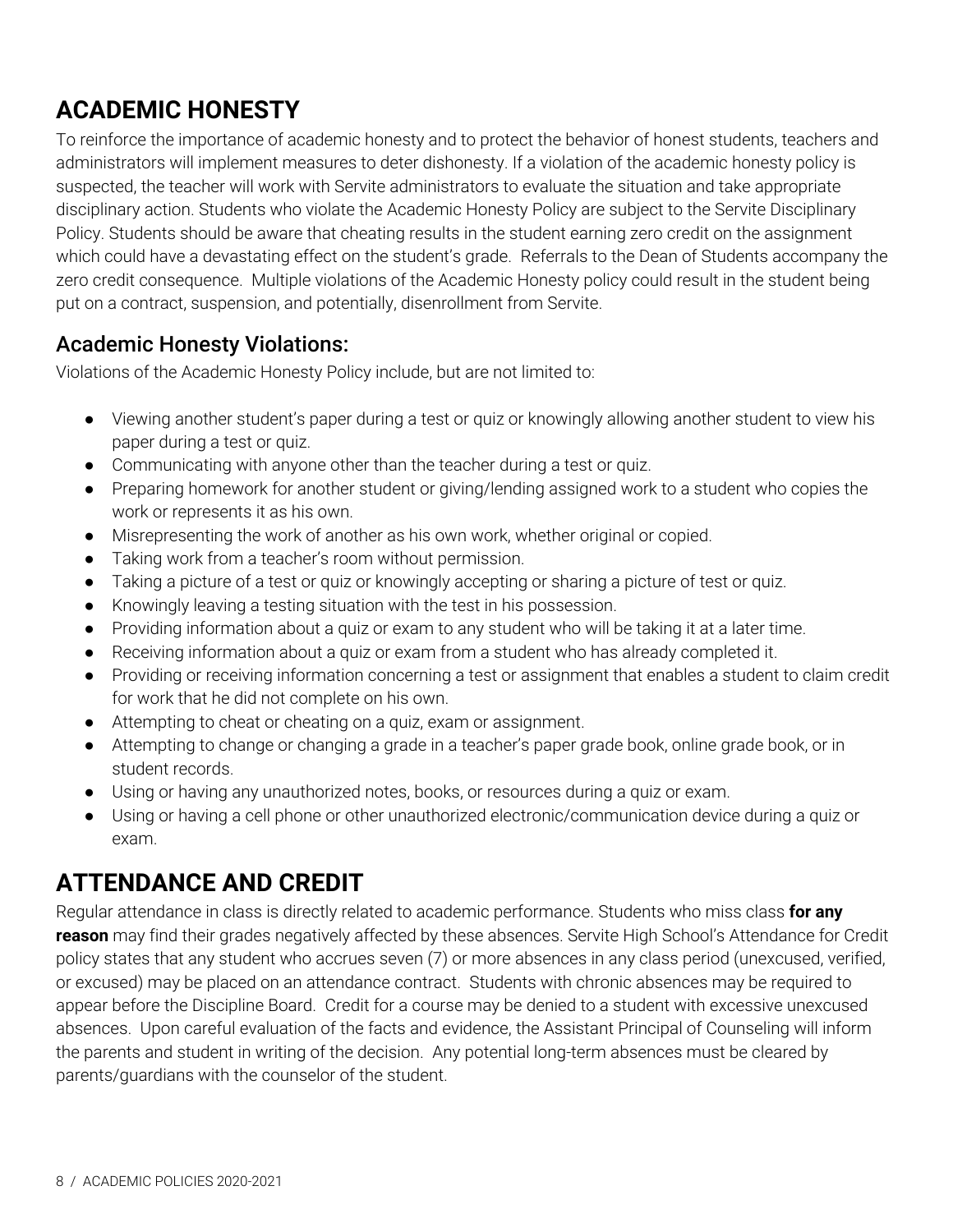# ACADEMIC HONESTY

To reinforce the importance of academic honesty and to protect the behavior of honest students, teachers and administrators will implement measures to deter dishonesty. If a violation of the academic honesty policy is suspected, the teacher will work with Servite administrators to evaluate the situation and take appropriate disciplinary action. Students who violate the Academic Honesty Policy are subject to the Servite Disciplinary Policy. Students should be aware that cheating results in the student earning zero credit on the assignment which could have a devastating effect on the student's grade. Referrals to the Dean of Students accompany the zero credit consequence. Multiple violations of the Academic Honesty policy could result in the student being put on a contract, suspension, and potentially, disenrollment from Servite.

## Academic Honesty Violations:

Violations of the Academic Honesty Policy include, but are not limited to:

- Viewing another student's paper during a test or quiz or knowingly allowing another student to view his paper during a test or quiz.
- Communicating with anyone other than the teacher during a test or quiz.
- Preparing homework for another student or giving/lending assigned work to a student who copies the work or represents it as his own.
- Misrepresenting the work of another as his own work, whether original or copied.
- Taking work from a teacher's room without permission.
- Taking a picture of a test or quiz or knowingly accepting or sharing a picture of test or quiz.
- Knowingly leaving a testing situation with the test in his possession.
- Providing information about a quiz or exam to any student who will be taking it at a later time.
- Receiving information about a quiz or exam from a student who has already completed it.
- Providing or receiving information concerning a test or assignment that enables a student to claim credit for work that he did not complete on his own.
- Attempting to cheat or cheating on a quiz, exam or assignment.
- Attempting to change or changing a grade in a teacher's paper grade book, online grade book, or in student records.
- Using or having any unauthorized notes, books, or resources during a quiz or exam.
- Using or having a cell phone or other unauthorized electronic/communication device during a quiz or exam.

# ATTENDANCE AND CREDIT

Regular attendance in class is directly related to academic performance. Students who miss class **for any reason** may find their grades negatively affected by these absences. Servite High School's Attendance for Credit policy states that any student who accrues seven (7) or more absences in any class period (unexcused, verified, or excused) may be placed on an attendance contract. Students with chronic absences may be required to appear before the Discipline Board. Credit for a course may be denied to a student with excessive unexcused absences. Upon careful evaluation of the facts and evidence, the Assistant Principal of Counseling will inform the parents and student in writing of the decision. Any potential long-term absences must be cleared by parents/guardians with the counselor of the student.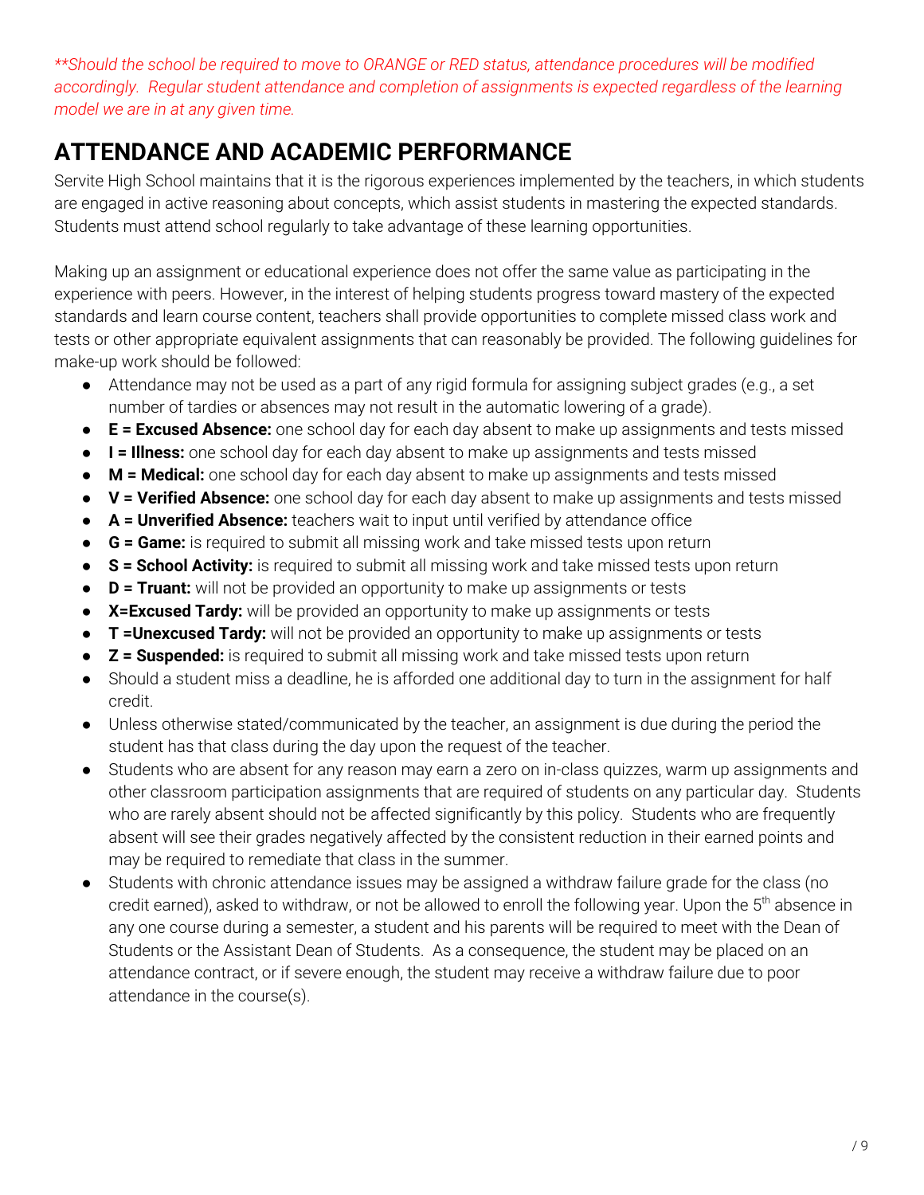*\*\*Should the school be required to move to ORANGE or RED status, attendance procedures will be modified accordingly. Regular student attendance and completion of assignments is expected regardless of the learning model we are in at any given time.*

## ATTENDANCE AND ACADEMIC PERFORMANCE

Servite High School maintains that it is the rigorous experiences implemented by the teachers, in which students are engaged in active reasoning about concepts, which assist students in mastering the expected standards. Students must attend school regularly to take advantage of these learning opportunities.

Making up an assignment or educational experience does not offer the same value as participating in the experience with peers. However, in the interest of helping students progress toward mastery of the expected standards and learn course content, teachers shall provide opportunities to complete missed class work and tests or other appropriate equivalent assignments that can reasonably be provided. The following guidelines for make-up work should be followed:

- Attendance may not be used as a part of any rigid formula for assigning subject grades (e.g., a set number of tardies or absences may not result in the automatic lowering of a grade).
- **E = Excused Absence:** one school day for each day absent to make up assignments and tests missed
- **I = Illness:** one school day for each day absent to make up assignments and tests missed
- **M = Medical:** one school day for each day absent to make up assignments and tests missed
- **V = Verified Absence:** one school day for each day absent to make up assignments and tests missed
- **A = Unverified Absence:** teachers wait to input until verified by attendance office
- **G = Game:** is required to submit all missing work and take missed tests upon return
- **S = School Activity:** is required to submit all missing work and take missed tests upon return
- **D = Truant:** will not be provided an opportunity to make up assignments or tests
- **X=Excused Tardy:** will be provided an opportunity to make up assignments or tests
- **T =Unexcused Tardy:** will not be provided an opportunity to make up assignments or tests
- **Z = Suspended:** is required to submit all missing work and take missed tests upon return
- Should a student miss a deadline, he is afforded one additional day to turn in the assignment for half credit.
- Unless otherwise stated/communicated by the teacher, an assignment is due during the period the student has that class during the day upon the request of the teacher.
- Students who are absent for any reason may earn a zero on in-class quizzes, warm up assignments and other classroom participation assignments that are required of students on any particular day. Students who are rarely absent should not be affected significantly by this policy. Students who are frequently absent will see their grades negatively affected by the consistent reduction in their earned points and may be required to remediate that class in the summer.
- Students with chronic attendance issues may be assigned a withdraw failure grade for the class (no credit earned), asked to withdraw, or not be allowed to enroll the following year. Upon the 5th absence in any one course during a semester, a student and his parents will be required to meet with the Dean of Students or the Assistant Dean of Students. As a consequence, the student may be placed on an attendance contract, or if severe enough, the student may receive a withdraw failure due to poor attendance in the course(s).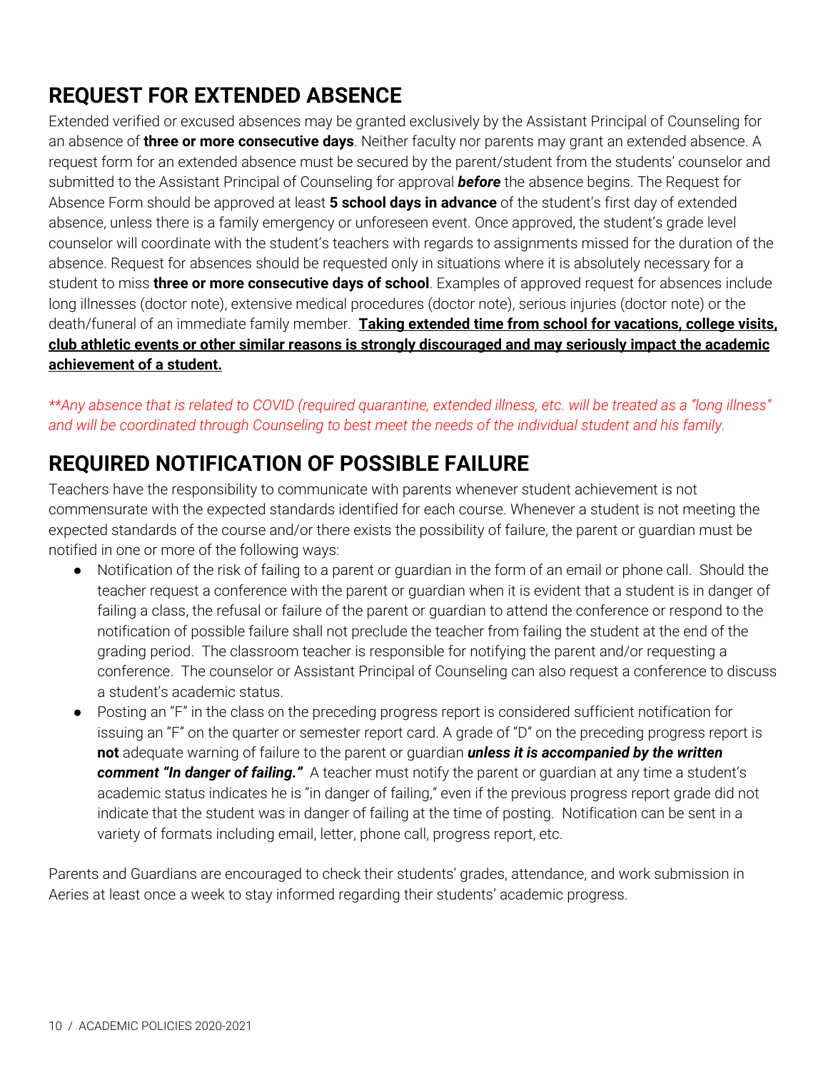## REQUEST FOR EXTENDED ABSENCE

Extended verified or excused absences may be granted exclusively by the Assistant Principal of Counseling for an absence of **three or more consecutive days**. Neither faculty nor parents may grant an extended absence. A request form for an extended absence must be secured by the parent/student from the students' counselor and submitted to the Assistant Principal of Counseling for approval ***before*** the absence begins. The Request for Absence Form should be approved at least **5 school days in advance** of the student's first day of extended absence, unless there is a family emergency or unforeseen event. Once approved, the student's grade level counselor will coordinate with the student's teachers with regards to assignments missed for the duration of the absence. Request for absences should be requested only in situations where it is absolutely necessary for a student to miss **three or more consecutive days of school**. Examples of approved request for absences include long illnesses (doctor note), extensive medical procedures (doctor note), serious injuries (doctor note) or the death/funeral of an immediate family member. <u>**Taking extended time from school for vacations, college visits, club athletic events or other similar reasons is strongly discouraged and may seriously impact the academic achievement of a student.**</u>

*\*\*Any absence that is related to COVID (required quarantine, extended illness, etc. will be treated as a "long illness" and will be coordinated through Counseling to best meet the needs of the individual student and his family.*

## REQUIRED NOTIFICATION OF POSSIBLE FAILURE

Teachers have the responsibility to communicate with parents whenever student achievement is not commensurate with the expected standards identified for each course. Whenever a student is not meeting the expected standards of the course and/or there exists the possibility of failure, the parent or guardian must be notified in one or more of the following ways:

- Notification of the risk of failing to a parent or guardian in the form of an email or phone call. Should the teacher request a conference with the parent or guardian when it is evident that a student is in danger of failing a class, the refusal or failure of the parent or guardian to attend the conference or respond to the notification of possible failure shall not preclude the teacher from failing the student at the end of the grading period. The classroom teacher is responsible for notifying the parent and/or requesting a conference. The counselor or Assistant Principal of Counseling can also request a conference to discuss a student's academic status.
- Posting an "F" in the class on the preceding progress report is considered sufficient notification for issuing an "F" on the quarter or semester report card. A grade of "D" on the preceding progress report is **not** adequate warning of failure to the parent or guardian ***unless it is accompanied by the written comment "In danger of failing."*** A teacher must notify the parent or guardian at any time a student's academic status indicates he is "in danger of failing," even if the previous progress report grade did not indicate that the student was in danger of failing at the time of posting. Notification can be sent in a variety of formats including email, letter, phone call, progress report, etc.

Parents and Guardians are encouraged to check their students' grades, attendance, and work submission in Aeries at least once a week to stay informed regarding their students' academic progress.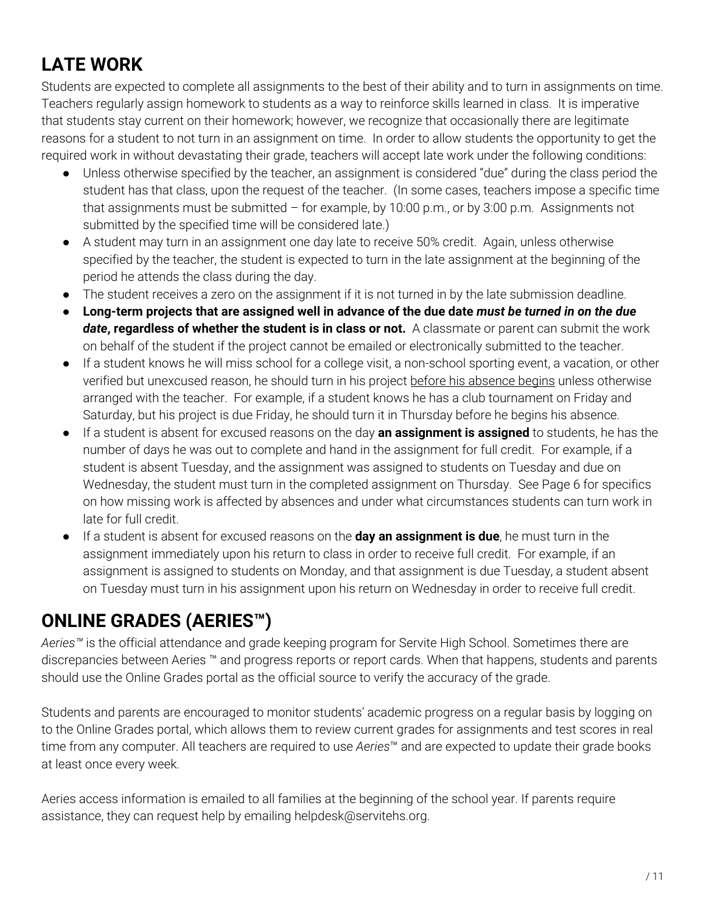## LATE WORK

Students are expected to complete all assignments to the best of their ability and to turn in assignments on time. Teachers regularly assign homework to students as a way to reinforce skills learned in class. It is imperative that students stay current on their homework; however, we recognize that occasionally there are legitimate reasons for a student to not turn in an assignment on time. In order to allow students the opportunity to get the required work in without devastating their grade, teachers will accept late work under the following conditions:

- Unless otherwise specified by the teacher, an assignment is considered "due" during the class period the student has that class, upon the request of the teacher. (In some cases, teachers impose a specific time that assignments must be submitted – for example, by 10:00 p.m., or by 3:00 p.m. Assignments not submitted by the specified time will be considered late.)
- A student may turn in an assignment one day late to receive 50% credit. Again, unless otherwise specified by the teacher, the student is expected to turn in the late assignment at the beginning of the period he attends the class during the day.
- The student receives a zero on the assignment if it is not turned in by the late submission deadline.
- **Long-term projects that are assigned well in advance of the due date *must be turned in on the due date*, regardless of whether the student is in class or not.** A classmate or parent can submit the work on behalf of the student if the project cannot be emailed or electronically submitted to the teacher.
- If a student knows he will miss school for a college visit, a non-school sporting event, a vacation, or other verified but unexcused reason, he should turn in his project before his absence begins unless otherwise arranged with the teacher. For example, if a student knows he has a club tournament on Friday and Saturday, but his project is due Friday, he should turn it in Thursday before he begins his absence.
- If a student is absent for excused reasons on the day **an assignment is assigned** to students, he has the number of days he was out to complete and hand in the assignment for full credit. For example, if a student is absent Tuesday, and the assignment was assigned to students on Tuesday and due on Wednesday, the student must turn in the completed assignment on Thursday. See Page 6 for specifics on how missing work is affected by absences and under what circumstances students can turn work in late for full credit.
- If a student is absent for excused reasons on the **day an assignment is due**, he must turn in the assignment immediately upon his return to class in order to receive full credit. For example, if an assignment is assigned to students on Monday, and that assignment is due Tuesday, a student absent on Tuesday must turn in his assignment upon his return on Wednesday in order to receive full credit.

## ONLINE GRADES (AERIES™)

*Aeries™* is the official attendance and grade keeping program for Servite High School. Sometimes there are discrepancies between Aeries ™ and progress reports or report cards. When that happens, students and parents should use the Online Grades portal as the official source to verify the accuracy of the grade.

Students and parents are encouraged to monitor students' academic progress on a regular basis by logging on to the Online Grades portal, which allows them to review current grades for assignments and test scores in real time from any computer. All teachers are required to use *Aeries*™ and are expected to update their grade books at least once every week.

Aeries access information is emailed to all families at the beginning of the school year. If parents require assistance, they can request help by emailing helpdesk@servitehs.org.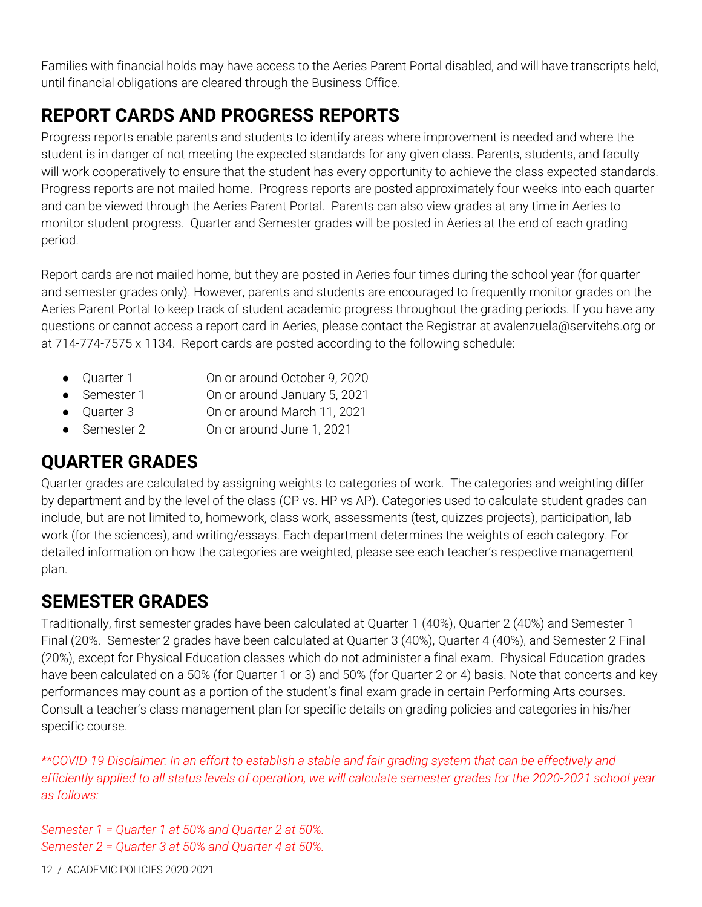Families with financial holds may have access to the Aeries Parent Portal disabled, and will have transcripts held, until financial obligations are cleared through the Business Office.

## REPORT CARDS AND PROGRESS REPORTS

Progress reports enable parents and students to identify areas where improvement is needed and where the student is in danger of not meeting the expected standards for any given class. Parents, students, and faculty will work cooperatively to ensure that the student has every opportunity to achieve the class expected standards. Progress reports are not mailed home. Progress reports are posted approximately four weeks into each quarter and can be viewed through the Aeries Parent Portal. Parents can also view grades at any time in Aeries to monitor student progress. Quarter and Semester grades will be posted in Aeries at the end of each grading period.

Report cards are not mailed home, but they are posted in Aeries four times during the school year (for quarter and semester grades only). However, parents and students are encouraged to frequently monitor grades on the Aeries Parent Portal to keep track of student academic progress throughout the grading periods. If you have any questions or cannot access a report card in Aeries, please contact the Registrar at avalenzuela@servitehs.org or at 714-774-7575 x 1134. Report cards are posted according to the following schedule:

- Quarter 1 — On or around October 9, 2020
- Semester 1 — On or around January 5, 2021
- Quarter 3 — On or around March 11, 2021
- Semester 2 — On or around June 1, 2021

## QUARTER GRADES

Quarter grades are calculated by assigning weights to categories of work. The categories and weighting differ by department and by the level of the class (CP vs. HP vs AP). Categories used to calculate student grades can include, but are not limited to, homework, class work, assessments (test, quizzes projects), participation, lab work (for the sciences), and writing/essays. Each department determines the weights of each category. For detailed information on how the categories are weighted, please see each teacher's respective management plan.

## SEMESTER GRADES

Traditionally, first semester grades have been calculated at Quarter 1 (40%), Quarter 2 (40%) and Semester 1 Final (20%. Semester 2 grades have been calculated at Quarter 3 (40%), Quarter 4 (40%), and Semester 2 Final (20%), except for Physical Education classes which do not administer a final exam. Physical Education grades have been calculated on a 50% (for Quarter 1 or 3) and 50% (for Quarter 2 or 4) basis. Note that concerts and key performances may count as a portion of the student's final exam grade in certain Performing Arts courses. Consult a teacher's class management plan for specific details on grading policies and categories in his/her specific course.

*\*\*COVID-19 Disclaimer: In an effort to establish a stable and fair grading system that can be effectively and efficiently applied to all status levels of operation, we will calculate semester grades for the 2020-2021 school year as follows:*

*Semester 1 = Quarter 1 at 50% and Quarter 2 at 50%.*
*Semester 2 = Quarter 3 at 50% and Quarter 4 at 50%.*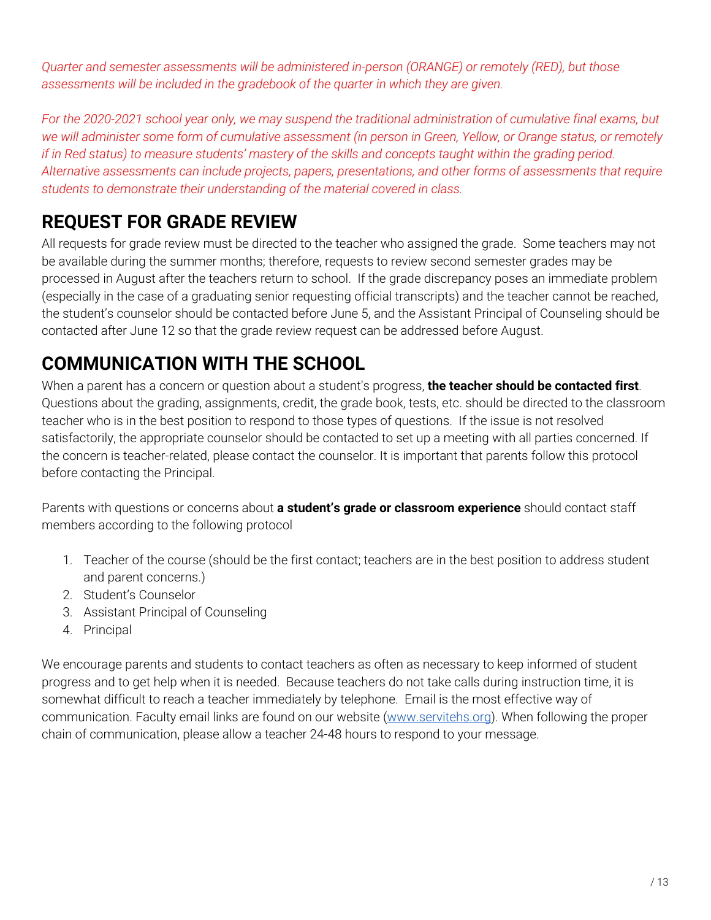*Quarter and semester assessments will be administered in-person (ORANGE) or remotely (RED), but those assessments will be included in the gradebook of the quarter in which they are given.*

*For the 2020-2021 school year only, we may suspend the traditional administration of cumulative final exams, but we will administer some form of cumulative assessment (in person in Green, Yellow, or Orange status, or remotely if in Red status) to measure students' mastery of the skills and concepts taught within the grading period. Alternative assessments can include projects, papers, presentations, and other forms of assessments that require students to demonstrate their understanding of the material covered in class.*

## REQUEST FOR GRADE REVIEW

All requests for grade review must be directed to the teacher who assigned the grade. Some teachers may not be available during the summer months; therefore, requests to review second semester grades may be processed in August after the teachers return to school. If the grade discrepancy poses an immediate problem (especially in the case of a graduating senior requesting official transcripts) and the teacher cannot be reached, the student's counselor should be contacted before June 5, and the Assistant Principal of Counseling should be contacted after June 12 so that the grade review request can be addressed before August.

## COMMUNICATION WITH THE SCHOOL

When a parent has a concern or question about a student's progress, **the teacher should be contacted first**. Questions about the grading, assignments, credit, the grade book, tests, etc. should be directed to the classroom teacher who is in the best position to respond to those types of questions. If the issue is not resolved satisfactorily, the appropriate counselor should be contacted to set up a meeting with all parties concerned. If the concern is teacher-related, please contact the counselor. It is important that parents follow this protocol before contacting the Principal.

Parents with questions or concerns about **a student's grade or classroom experience** should contact staff members according to the following protocol

1. Teacher of the course (should be the first contact; teachers are in the best position to address student and parent concerns.)
2. Student's Counselor
3. Assistant Principal of Counseling
4. Principal

We encourage parents and students to contact teachers as often as necessary to keep informed of student progress and to get help when it is needed. Because teachers do not take calls during instruction time, it is somewhat difficult to reach a teacher immediately by telephone. Email is the most effective way of communication. Faculty email links are found on our website ([www.servitehs.org](www.servitehs.org)). When following the proper chain of communication, please allow a teacher 24-48 hours to respond to your message.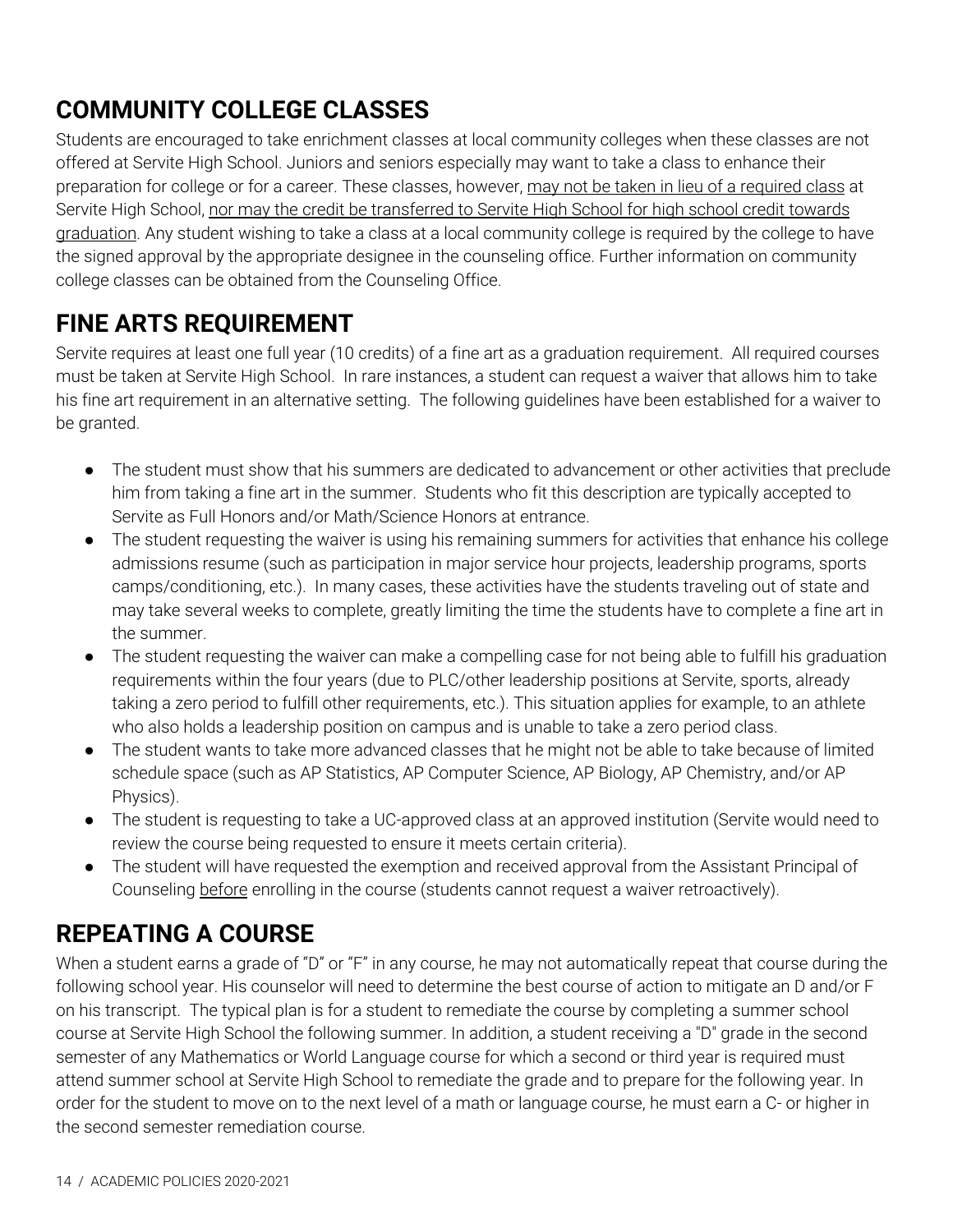## COMMUNITY COLLEGE CLASSES

Students are encouraged to take enrichment classes at local community colleges when these classes are not offered at Servite High School. Juniors and seniors especially may want to take a class to enhance their preparation for college or for a career. These classes, however, <u>may not be taken in lieu of a required class</u> at Servite High School, <u>nor may the credit be transferred to Servite High School for high school credit towards graduation</u>. Any student wishing to take a class at a local community college is required by the college to have the signed approval by the appropriate designee in the counseling office. Further information on community college classes can be obtained from the Counseling Office.

## FINE ARTS REQUIREMENT

Servite requires at least one full year (10 credits) of a fine art as a graduation requirement. All required courses must be taken at Servite High School. In rare instances, a student can request a waiver that allows him to take his fine art requirement in an alternative setting. The following guidelines have been established for a waiver to be granted.

- The student must show that his summers are dedicated to advancement or other activities that preclude him from taking a fine art in the summer. Students who fit this description are typically accepted to Servite as Full Honors and/or Math/Science Honors at entrance.
- The student requesting the waiver is using his remaining summers for activities that enhance his college admissions resume (such as participation in major service hour projects, leadership programs, sports camps/conditioning, etc.). In many cases, these activities have the students traveling out of state and may take several weeks to complete, greatly limiting the time the students have to complete a fine art in the summer.
- The student requesting the waiver can make a compelling case for not being able to fulfill his graduation requirements within the four years (due to PLC/other leadership positions at Servite, sports, already taking a zero period to fulfill other requirements, etc.). This situation applies for example, to an athlete who also holds a leadership position on campus and is unable to take a zero period class.
- The student wants to take more advanced classes that he might not be able to take because of limited schedule space (such as AP Statistics, AP Computer Science, AP Biology, AP Chemistry, and/or AP Physics).
- The student is requesting to take a UC-approved class at an approved institution (Servite would need to review the course being requested to ensure it meets certain criteria).
- The student will have requested the exemption and received approval from the Assistant Principal of Counseling <u>before</u> enrolling in the course (students cannot request a waiver retroactively).

## REPEATING A COURSE

When a student earns a grade of "D" or "F" in any course, he may not automatically repeat that course during the following school year. His counselor will need to determine the best course of action to mitigate an D and/or F on his transcript. The typical plan is for a student to remediate the course by completing a summer school course at Servite High School the following summer. In addition, a student receiving a "D" grade in the second semester of any Mathematics or World Language course for which a second or third year is required must attend summer school at Servite High School to remediate the grade and to prepare for the following year. In order for the student to move on to the next level of a math or language course, he must earn a C- or higher in the second semester remediation course.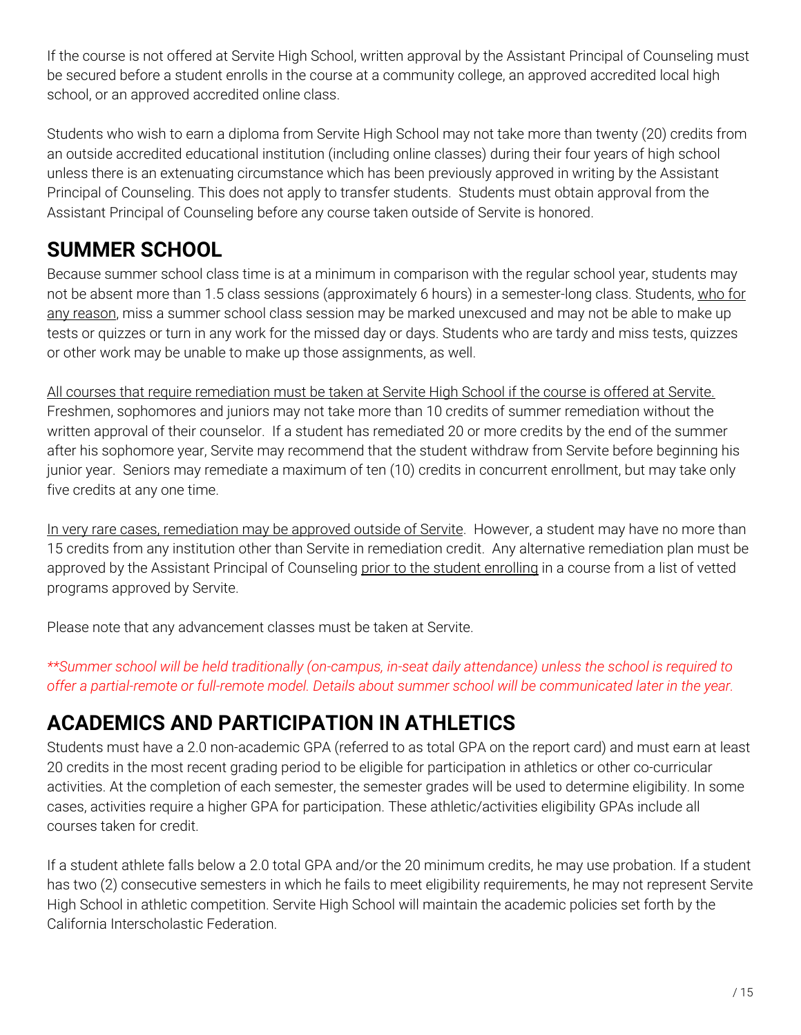If the course is not offered at Servite High School, written approval by the Assistant Principal of Counseling must be secured before a student enrolls in the course at a community college, an approved accredited local high school, or an approved accredited online class.

Students who wish to earn a diploma from Servite High School may not take more than twenty (20) credits from an outside accredited educational institution (including online classes) during their four years of high school unless there is an extenuating circumstance which has been previously approved in writing by the Assistant Principal of Counseling. This does not apply to transfer students. Students must obtain approval from the Assistant Principal of Counseling before any course taken outside of Servite is honored.

## SUMMER SCHOOL

Because summer school class time is at a minimum in comparison with the regular school year, students may not be absent more than 1.5 class sessions (approximately 6 hours) in a semester-long class. Students, who for any reason, miss a summer school class session may be marked unexcused and may not be able to make up tests or quizzes or turn in any work for the missed day or days. Students who are tardy and miss tests, quizzes or other work may be unable to make up those assignments, as well.

All courses that require remediation must be taken at Servite High School if the course is offered at Servite. Freshmen, sophomores and juniors may not take more than 10 credits of summer remediation without the written approval of their counselor. If a student has remediated 20 or more credits by the end of the summer after his sophomore year, Servite may recommend that the student withdraw from Servite before beginning his junior year. Seniors may remediate a maximum of ten (10) credits in concurrent enrollment, but may take only five credits at any one time.

In very rare cases, remediation may be approved outside of Servite. However, a student may have no more than 15 credits from any institution other than Servite in remediation credit. Any alternative remediation plan must be approved by the Assistant Principal of Counseling prior to the student enrolling in a course from a list of vetted programs approved by Servite.

Please note that any advancement classes must be taken at Servite.

*\*\*Summer school will be held traditionally (on-campus, in-seat daily attendance) unless the school is required to offer a partial-remote or full-remote model. Details about summer school will be communicated later in the year.*

## ACADEMICS AND PARTICIPATION IN ATHLETICS

Students must have a 2.0 non-academic GPA (referred to as total GPA on the report card) and must earn at least 20 credits in the most recent grading period to be eligible for participation in athletics or other co-curricular activities. At the completion of each semester, the semester grades will be used to determine eligibility. In some cases, activities require a higher GPA for participation. These athletic/activities eligibility GPAs include all courses taken for credit.

If a student athlete falls below a 2.0 total GPA and/or the 20 minimum credits, he may use probation. If a student has two (2) consecutive semesters in which he fails to meet eligibility requirements, he may not represent Servite High School in athletic competition. Servite High School will maintain the academic policies set forth by the California Interscholastic Federation.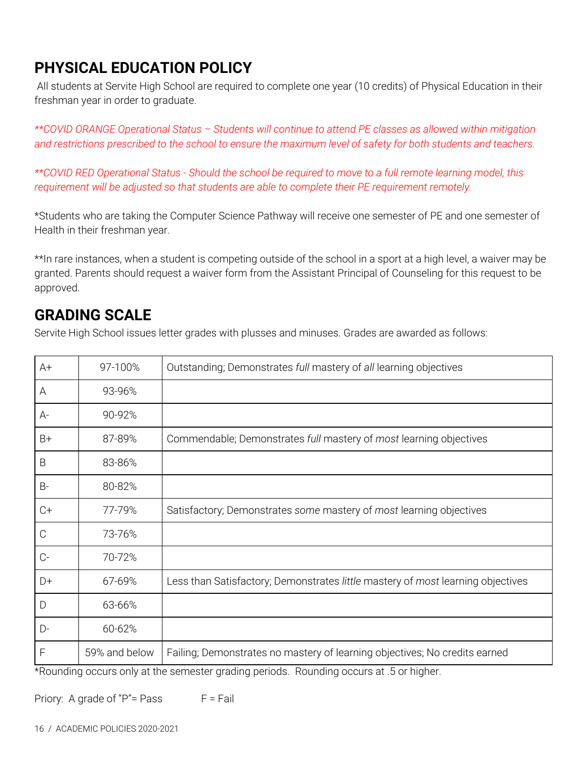## PHYSICAL EDUCATION POLICY

All students at Servite High School are required to complete one year (10 credits) of Physical Education in their freshman year in order to graduate.

*\*\*COVID ORANGE Operational Status – Students will continue to attend PE classes as allowed within mitigation and restrictions prescribed to the school to ensure the maximum level of safety for both students and teachers.*

*\*\*COVID RED Operational Status - Should the school be required to move to a full remote learning model, this requirement will be adjusted so that students are able to complete their PE requirement remotely.*

*Students who are taking the Computer Science Pathway will receive one semester of PE and one semester of Health in their freshman year.

**In rare instances, when a student is competing outside of the school in a sport at a high level, a waiver may be granted. Parents should request a waiver form from the Assistant Principal of Counseling for this request to be approved.

## GRADING SCALE

Servite High School issues letter grades with plusses and minuses. Grades are awarded as follows:

| Grade | Percentage | Description |
|---|---|---|
| A+ | 97-100% | Outstanding; Demonstrates *full* mastery of *all* learning objectives |
| A | 93-96% | |
| A- | 90-92% | |
| B+ | 87-89% | Commendable; Demonstrates *full* mastery of *most* learning objectives |
| B | 83-86% | |
| B- | 80-82% | |
| C+ | 77-79% | Satisfactory; Demonstrates *some* mastery of *most* learning objectives |
| C | 73-76% | |
| C- | 70-72% | |
| D+ | 67-69% | Less than Satisfactory; Demonstrates *little* mastery of *most* learning objectives |
| D | 63-66% | |
| D- | 60-62% | |
| F | 59% and below | Failing; Demonstrates no mastery of learning objectives; No credits earned |

*Rounding occurs only at the semester grading periods. Rounding occurs at .5 or higher.

Priory: A grade of "P"= Pass F = Fail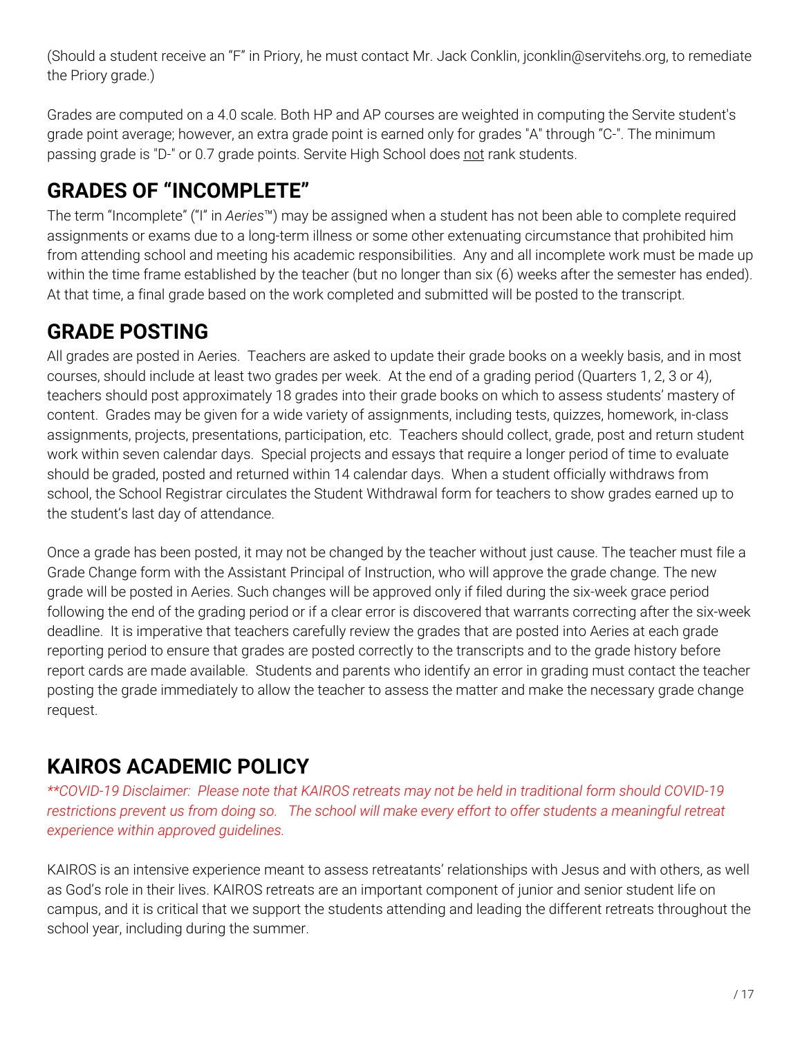(Should a student receive an "F" in Priory, he must contact Mr. Jack Conklin, jconklin@servitehs.org, to remediate the Priory grade.)

Grades are computed on a 4.0 scale. Both HP and AP courses are weighted in computing the Servite student's grade point average; however, an extra grade point is earned only for grades "A" through "C-". The minimum passing grade is "D-" or 0.7 grade points. Servite High School does not rank students.

## GRADES OF "INCOMPLETE"

The term "Incomplete" ("I" in *Aeries*™) may be assigned when a student has not been able to complete required assignments or exams due to a long-term illness or some other extenuating circumstance that prohibited him from attending school and meeting his academic responsibilities. Any and all incomplete work must be made up within the time frame established by the teacher (but no longer than six (6) weeks after the semester has ended). At that time, a final grade based on the work completed and submitted will be posted to the transcript.

## GRADE POSTING

All grades are posted in Aeries. Teachers are asked to update their grade books on a weekly basis, and in most courses, should include at least two grades per week. At the end of a grading period (Quarters 1, 2, 3 or 4), teachers should post approximately 18 grades into their grade books on which to assess students' mastery of content. Grades may be given for a wide variety of assignments, including tests, quizzes, homework, in-class assignments, projects, presentations, participation, etc. Teachers should collect, grade, post and return student work within seven calendar days. Special projects and essays that require a longer period of time to evaluate should be graded, posted and returned within 14 calendar days. When a student officially withdraws from school, the School Registrar circulates the Student Withdrawal form for teachers to show grades earned up to the student's last day of attendance.

Once a grade has been posted, it may not be changed by the teacher without just cause. The teacher must file a Grade Change form with the Assistant Principal of Instruction, who will approve the grade change. The new grade will be posted in Aeries. Such changes will be approved only if filed during the six-week grace period following the end of the grading period or if a clear error is discovered that warrants correcting after the six-week deadline. It is imperative that teachers carefully review the grades that are posted into Aeries at each grade reporting period to ensure that grades are posted correctly to the transcripts and to the grade history before report cards are made available. Students and parents who identify an error in grading must contact the teacher posting the grade immediately to allow the teacher to assess the matter and make the necessary grade change request.

## KAIROS ACADEMIC POLICY

*\*\*COVID-19 Disclaimer: Please note that KAIROS retreats may not be held in traditional form should COVID-19 restrictions prevent us from doing so. The school will make every effort to offer students a meaningful retreat experience within approved guidelines.*

KAIROS is an intensive experience meant to assess retreatants' relationships with Jesus and with others, as well as God's role in their lives. KAIROS retreats are an important component of junior and senior student life on campus, and it is critical that we support the students attending and leading the different retreats throughout the school year, including during the summer.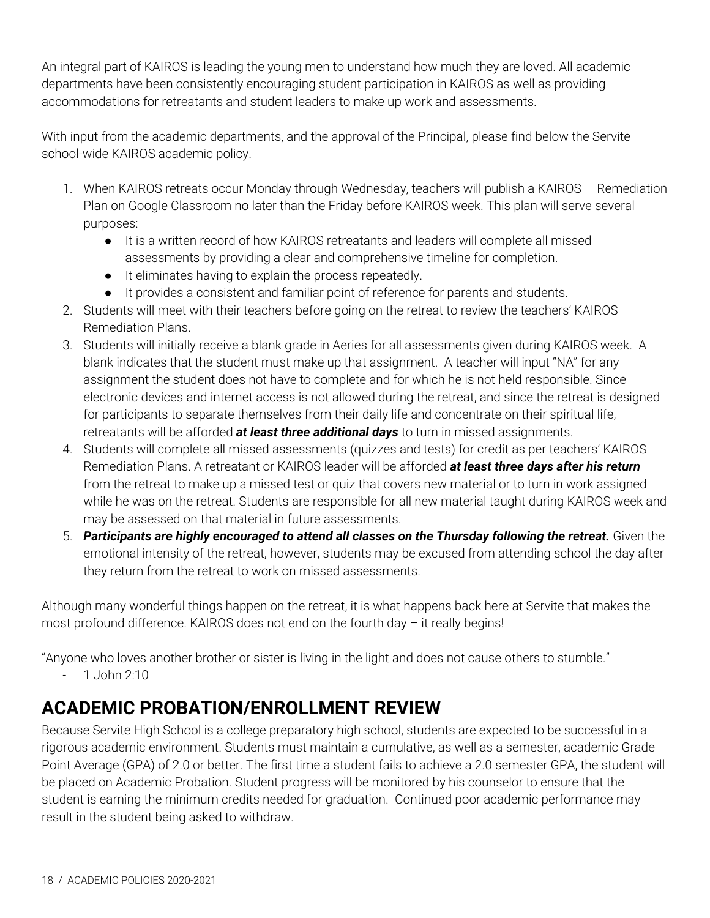An integral part of KAIROS is leading the young men to understand how much they are loved. All academic departments have been consistently encouraging student participation in KAIROS as well as providing accommodations for retreatants and student leaders to make up work and assessments.

With input from the academic departments, and the approval of the Principal, please find below the Servite school-wide KAIROS academic policy.

1. When KAIROS retreats occur Monday through Wednesday, teachers will publish a KAIROS Remediation Plan on Google Classroom no later than the Friday before KAIROS week. This plan will serve several purposes:
    - It is a written record of how KAIROS retreatants and leaders will complete all missed assessments by providing a clear and comprehensive timeline for completion.
    - It eliminates having to explain the process repeatedly.
    - It provides a consistent and familiar point of reference for parents and students.
2. Students will meet with their teachers before going on the retreat to review the teachers' KAIROS Remediation Plans.
3. Students will initially receive a blank grade in Aeries for all assessments given during KAIROS week. A blank indicates that the student must make up that assignment. A teacher will input "NA" for any assignment the student does not have to complete and for which he is not held responsible. Since electronic devices and internet access is not allowed during the retreat, and since the retreat is designed for participants to separate themselves from their daily life and concentrate on their spiritual life, retreatants will be afforded ***at least three additional days*** to turn in missed assignments.
4. Students will complete all missed assessments (quizzes and tests) for credit as per teachers' KAIROS Remediation Plans. A retreatant or KAIROS leader will be afforded ***at least three days after his return*** from the retreat to make up a missed test or quiz that covers new material or to turn in work assigned while he was on the retreat. Students are responsible for all new material taught during KAIROS week and may be assessed on that material in future assessments.
5. ***Participants are highly encouraged to attend all classes on the Thursday following the retreat.*** Given the emotional intensity of the retreat, however, students may be excused from attending school the day after they return from the retreat to work on missed assessments.

Although many wonderful things happen on the retreat, it is what happens back here at Servite that makes the most profound difference. KAIROS does not end on the fourth day – it really begins!

"Anyone who loves another brother or sister is living in the light and does not cause others to stumble."

- 1 John 2:10

## ACADEMIC PROBATION/ENROLLMENT REVIEW

Because Servite High School is a college preparatory high school, students are expected to be successful in a rigorous academic environment. Students must maintain a cumulative, as well as a semester, academic Grade Point Average (GPA) of 2.0 or better. The first time a student fails to achieve a 2.0 semester GPA, the student will be placed on Academic Probation. Student progress will be monitored by his counselor to ensure that the student is earning the minimum credits needed for graduation. Continued poor academic performance may result in the student being asked to withdraw.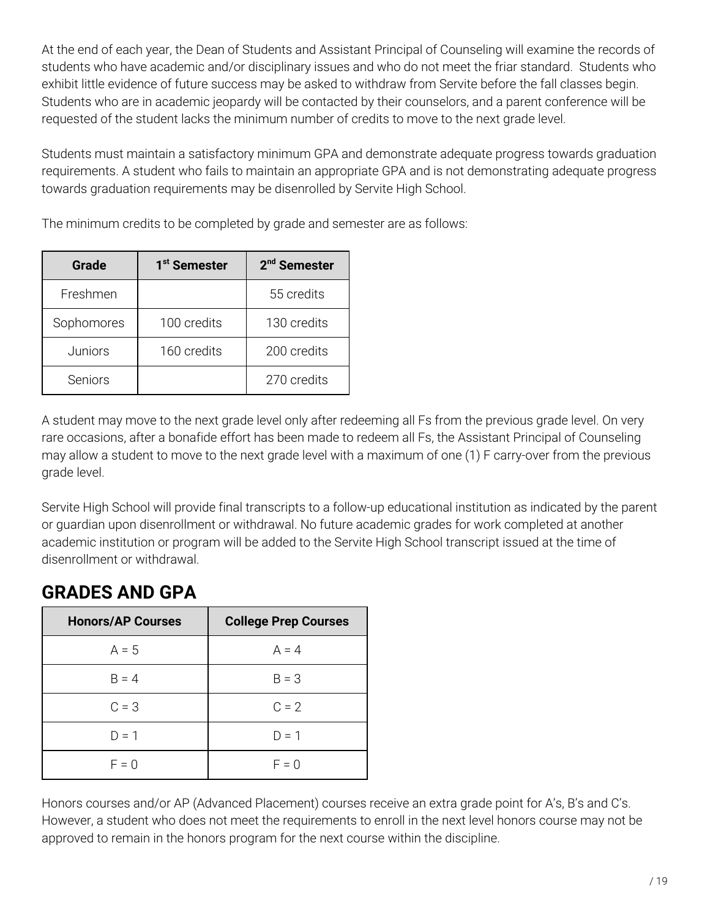At the end of each year, the Dean of Students and Assistant Principal of Counseling will examine the records of students who have academic and/or disciplinary issues and who do not meet the friar standard.  Students who exhibit little evidence of future success may be asked to withdraw from Servite before the fall classes begin. Students who are in academic jeopardy will be contacted by their counselors, and a parent conference will be requested of the student lacks the minimum number of credits to move to the next grade level.

Students must maintain a satisfactory minimum GPA and demonstrate adequate progress towards graduation requirements. A student who fails to maintain an appropriate GPA and is not demonstrating adequate progress towards graduation requirements may be disenrolled by Servite High School.

The minimum credits to be completed by grade and semester are as follows:

| Grade | 1st Semester | 2nd Semester |
| --- | --- | --- |
| Freshmen | | 55 credits |
| Sophomores | 100 credits | 130 credits |
| Juniors | 160 credits | 200 credits |
| Seniors | | 270 credits |

A student may move to the next grade level only after redeeming all Fs from the previous grade level. On very rare occasions, after a bonafide effort has been made to redeem all Fs, the Assistant Principal of Counseling may allow a student to move to the next grade level with a maximum of one (1) F carry-over from the previous grade level.

Servite High School will provide final transcripts to a follow-up educational institution as indicated by the parent or guardian upon disenrollment or withdrawal. No future academic grades for work completed at another academic institution or program will be added to the Servite High School transcript issued at the time of disenrollment or withdrawal.

## GRADES AND GPA

| Honors/AP Courses | College Prep Courses |
| --- | --- |
| A = 5 | A = 4 |
| B = 4 | B = 3 |
| C = 3 | C = 2 |
| D = 1 | D = 1 |
| F = 0 | F = 0 |

Honors courses and/or AP (Advanced Placement) courses receive an extra grade point for A's, B's and C's. However, a student who does not meet the requirements to enroll in the next level honors course may not be approved to remain in the honors program for the next course within the discipline.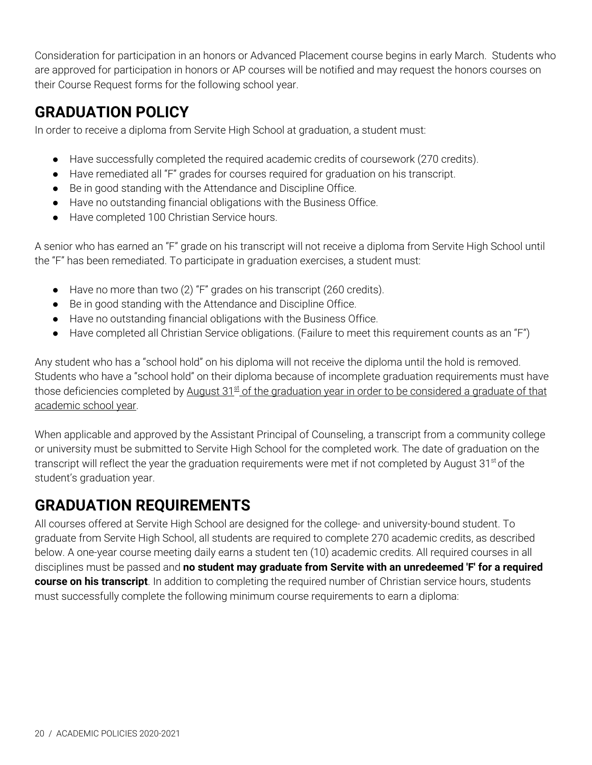Consideration for participation in an honors or Advanced Placement course begins in early March. Students who are approved for participation in honors or AP courses will be notified and may request the honors courses on their Course Request forms for the following school year.

## GRADUATION POLICY

In order to receive a diploma from Servite High School at graduation, a student must:

- Have successfully completed the required academic credits of coursework (270 credits).
- Have remediated all "F" grades for courses required for graduation on his transcript.
- Be in good standing with the Attendance and Discipline Office.
- Have no outstanding financial obligations with the Business Office.
- Have completed 100 Christian Service hours.

A senior who has earned an "F" grade on his transcript will not receive a diploma from Servite High School until the "F" has been remediated. To participate in graduation exercises, a student must:

- Have no more than two (2) "F" grades on his transcript (260 credits).
- Be in good standing with the Attendance and Discipline Office.
- Have no outstanding financial obligations with the Business Office.
- Have completed all Christian Service obligations. (Failure to meet this requirement counts as an "F")

Any student who has a "school hold" on his diploma will not receive the diploma until the hold is removed. Students who have a "school hold" on their diploma because of incomplete graduation requirements must have those deficiencies completed by <u>August 31st of the graduation year in order to be considered a graduate of that academic school year</u>.

When applicable and approved by the Assistant Principal of Counseling, a transcript from a community college or university must be submitted to Servite High School for the completed work. The date of graduation on the transcript will reflect the year the graduation requirements were met if not completed by August 31st of the student's graduation year.

## GRADUATION REQUIREMENTS

All courses offered at Servite High School are designed for the college- and university-bound student. To graduate from Servite High School, all students are required to complete 270 academic credits, as described below. A one-year course meeting daily earns a student ten (10) academic credits. All required courses in all disciplines must be passed and **no student may graduate from Servite with an unredeemed 'F' for a required course on his transcript**. In addition to completing the required number of Christian service hours, students must successfully complete the following minimum course requirements to earn a diploma: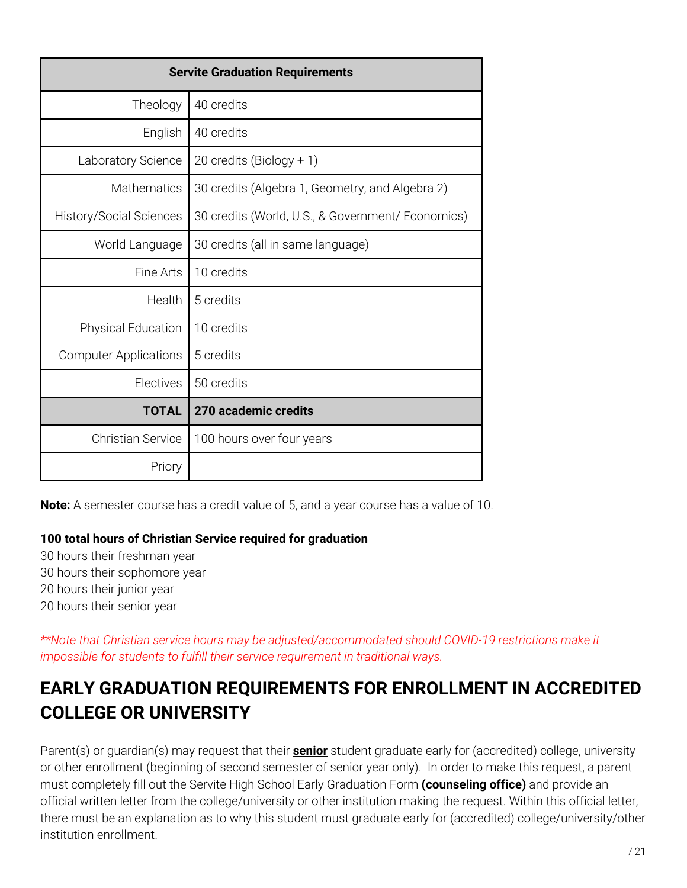| Servite Graduation Requirements | |
|---|---|
| Theology | 40 credits |
| English | 40 credits |
| Laboratory Science | 20 credits (Biology + 1) |
| Mathematics | 30 credits (Algebra 1, Geometry, and Algebra 2) |
| History/Social Sciences | 30 credits (World, U.S., & Government/ Economics) |
| World Language | 30 credits (all in same language) |
| Fine Arts | 10 credits |
| Health | 5 credits |
| Physical Education | 10 credits |
| Computer Applications | 5 credits |
| Electives | 50 credits |
| **TOTAL** | **270 academic credits** |
| Christian Service | 100 hours over four years |
| Priory | |

**Note:** A semester course has a credit value of 5, and a year course has a value of 10.

**100 total hours of Christian Service required for graduation**
30 hours their freshman year
30 hours their sophomore year
20 hours their junior year
20 hours their senior year

*\*\*Note that Christian service hours may be adjusted/accommodated should COVID-19 restrictions make it impossible for students to fulfill their service requirement in traditional ways.*

## EARLY GRADUATION REQUIREMENTS FOR ENROLLMENT IN ACCREDITED COLLEGE OR UNIVERSITY

Parent(s) or guardian(s) may request that their **senior** student graduate early for (accredited) college, university or other enrollment (beginning of second semester of senior year only). In order to make this request, a parent must completely fill out the Servite High School Early Graduation Form **(counseling office)** and provide an official written letter from the college/university or other institution making the request. Within this official letter, there must be an explanation as to why this student must graduate early for (accredited) college/university/other institution enrollment.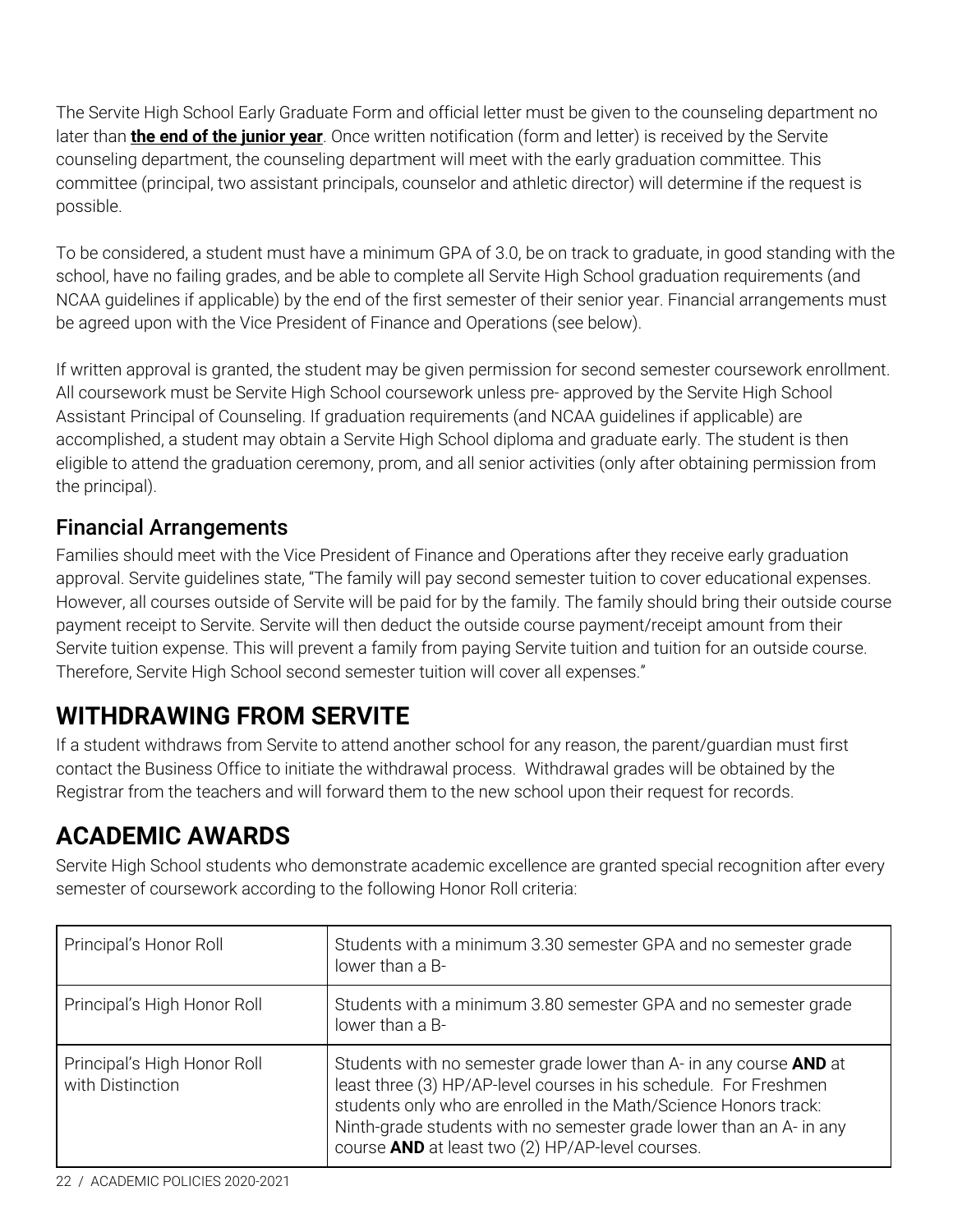The Servite High School Early Graduate Form and official letter must be given to the counseling department no later than **the end of the junior year**. Once written notification (form and letter) is received by the Servite counseling department, the counseling department will meet with the early graduation committee. This committee (principal, two assistant principals, counselor and athletic director) will determine if the request is possible.

To be considered, a student must have a minimum GPA of 3.0, be on track to graduate, in good standing with the school, have no failing grades, and be able to complete all Servite High School graduation requirements (and NCAA guidelines if applicable) by the end of the first semester of their senior year. Financial arrangements must be agreed upon with the Vice President of Finance and Operations (see below).

If written approval is granted, the student may be given permission for second semester coursework enrollment. All coursework must be Servite High School coursework unless pre- approved by the Servite High School Assistant Principal of Counseling. If graduation requirements (and NCAA guidelines if applicable) are accomplished, a student may obtain a Servite High School diploma and graduate early. The student is then eligible to attend the graduation ceremony, prom, and all senior activities (only after obtaining permission from the principal).

### Financial Arrangements

Families should meet with the Vice President of Finance and Operations after they receive early graduation approval. Servite guidelines state, "The family will pay second semester tuition to cover educational expenses. However, all courses outside of Servite will be paid for by the family. The family should bring their outside course payment receipt to Servite. Servite will then deduct the outside course payment/receipt amount from their Servite tuition expense. This will prevent a family from paying Servite tuition and tuition for an outside course. Therefore, Servite High School second semester tuition will cover all expenses."

## WITHDRAWING FROM SERVITE

If a student withdraws from Servite to attend another school for any reason, the parent/guardian must first contact the Business Office to initiate the withdrawal process. Withdrawal grades will be obtained by the Registrar from the teachers and will forward them to the new school upon their request for records.

## ACADEMIC AWARDS

Servite High School students who demonstrate academic excellence are granted special recognition after every semester of coursework according to the following Honor Roll criteria:

| | |
|---|---|
| Principal's Honor Roll | Students with a minimum 3.30 semester GPA and no semester grade lower than a B- |
| Principal's High Honor Roll | Students with a minimum 3.80 semester GPA and no semester grade lower than a B- |
| Principal's High Honor Roll with Distinction | Students with no semester grade lower than A- in any course **AND** at least three (3) HP/AP-level courses in his schedule. For Freshmen students only who are enrolled in the Math/Science Honors track: Ninth-grade students with no semester grade lower than an A- in any course **AND** at least two (2) HP/AP-level courses. |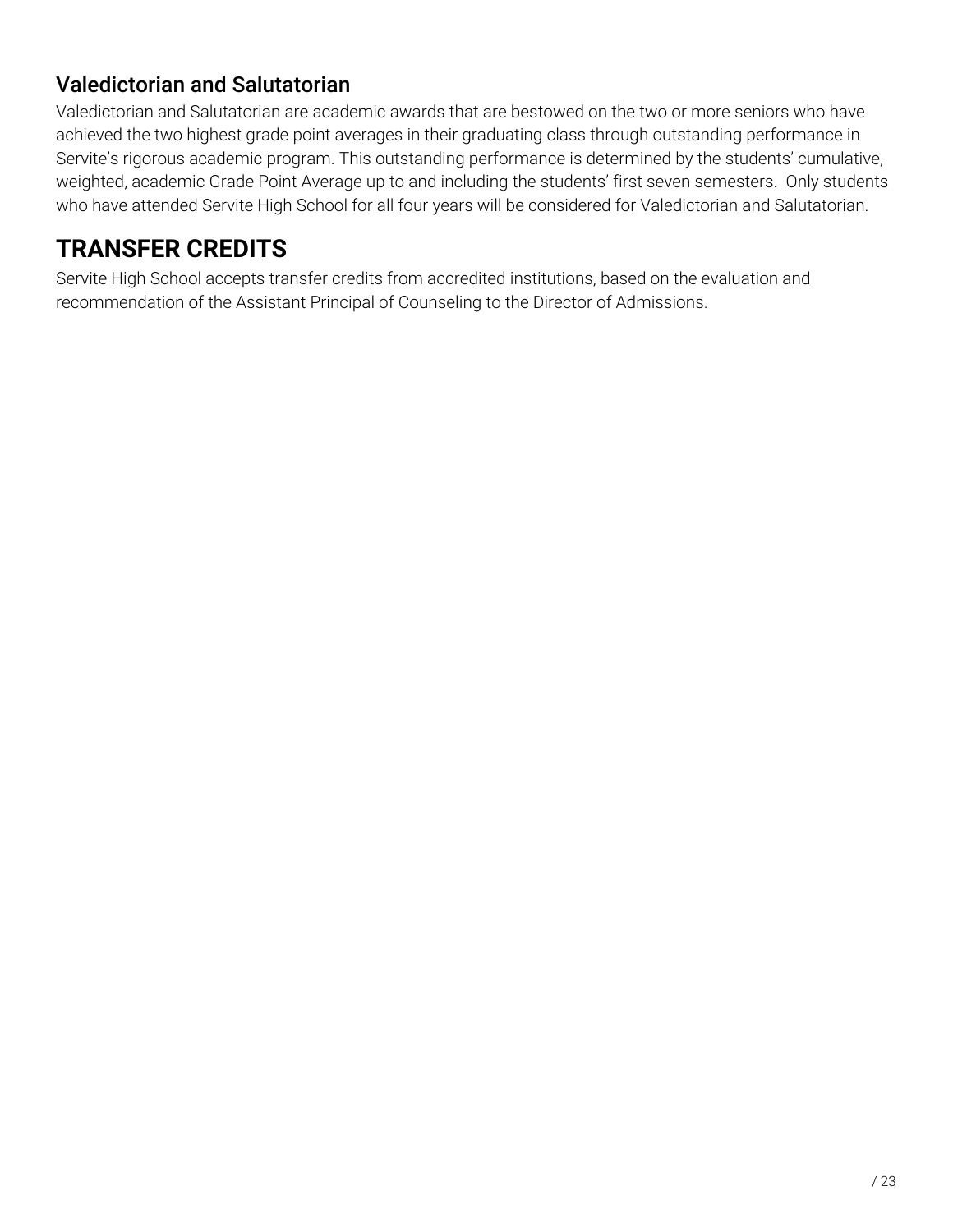### Valedictorian and Salutatorian

Valedictorian and Salutatorian are academic awards that are bestowed on the two or more seniors who have achieved the two highest grade point averages in their graduating class through outstanding performance in Servite's rigorous academic program. This outstanding performance is determined by the students' cumulative, weighted, academic Grade Point Average up to and including the students' first seven semesters. Only students who have attended Servite High School for all four years will be considered for Valedictorian and Salutatorian.

## TRANSFER CREDITS

Servite High School accepts transfer credits from accredited institutions, based on the evaluation and recommendation of the Assistant Principal of Counseling to the Director of Admissions.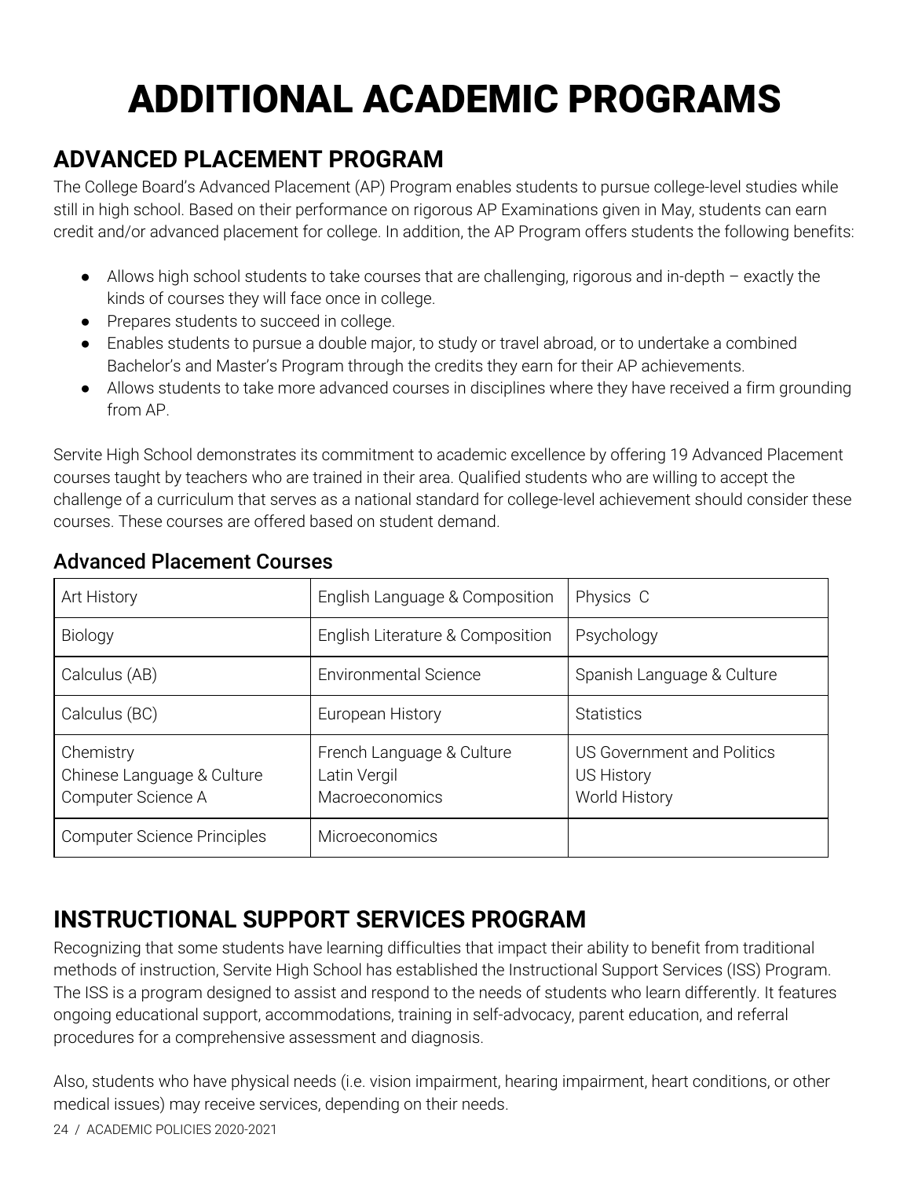# ADDITIONAL ACADEMIC PROGRAMS

## ADVANCED PLACEMENT PROGRAM

The College Board's Advanced Placement (AP) Program enables students to pursue college-level studies while still in high school. Based on their performance on rigorous AP Examinations given in May, students can earn credit and/or advanced placement for college. In addition, the AP Program offers students the following benefits:

- Allows high school students to take courses that are challenging, rigorous and in-depth – exactly the kinds of courses they will face once in college.
- Prepares students to succeed in college.
- Enables students to pursue a double major, to study or travel abroad, or to undertake a combined Bachelor's and Master's Program through the credits they earn for their AP achievements.
- Allows students to take more advanced courses in disciplines where they have received a firm grounding from AP.

Servite High School demonstrates its commitment to academic excellence by offering 19 Advanced Placement courses taught by teachers who are trained in their area. Qualified students who are willing to accept the challenge of a curriculum that serves as a national standard for college-level achievement should consider these courses. These courses are offered based on student demand.

### Advanced Placement Courses

| | | |
|---|---|---|
| Art History | English Language & Composition | Physics C |
| Biology | English Literature & Composition | Psychology |
| Calculus (AB) | Environmental Science | Spanish Language & Culture |
| Calculus (BC) | European History | Statistics |
| Chemistry<br>Chinese Language & Culture<br>Computer Science A | French Language & Culture<br>Latin Vergil<br>Macroeconomics | US Government and Politics<br>US History<br>World History |
| Computer Science Principles | Microeconomics | |

## INSTRUCTIONAL SUPPORT SERVICES PROGRAM

Recognizing that some students have learning difficulties that impact their ability to benefit from traditional methods of instruction, Servite High School has established the Instructional Support Services (ISS) Program. The ISS is a program designed to assist and respond to the needs of students who learn differently. It features ongoing educational support, accommodations, training in self-advocacy, parent education, and referral procedures for a comprehensive assessment and diagnosis.

Also, students who have physical needs (i.e. vision impairment, hearing impairment, heart conditions, or other medical issues) may receive services, depending on their needs.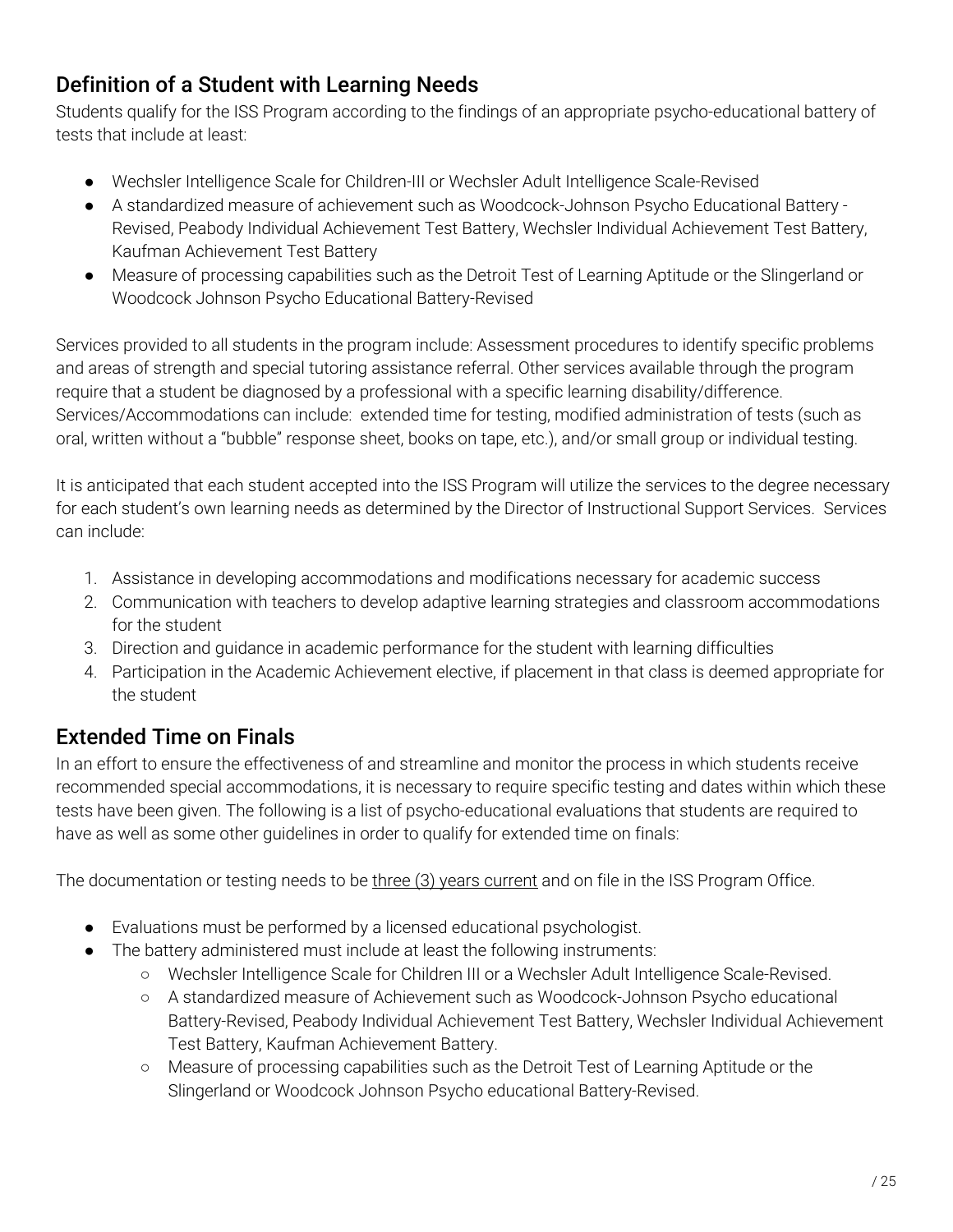## Definition of a Student with Learning Needs

Students qualify for the ISS Program according to the findings of an appropriate psycho-educational battery of tests that include at least:

- Wechsler Intelligence Scale for Children-III or Wechsler Adult Intelligence Scale-Revised
- A standardized measure of achievement such as Woodcock-Johnson Psycho Educational Battery - Revised, Peabody Individual Achievement Test Battery, Wechsler Individual Achievement Test Battery, Kaufman Achievement Test Battery
- Measure of processing capabilities such as the Detroit Test of Learning Aptitude or the Slingerland or Woodcock Johnson Psycho Educational Battery-Revised

Services provided to all students in the program include: Assessment procedures to identify specific problems and areas of strength and special tutoring assistance referral. Other services available through the program require that a student be diagnosed by a professional with a specific learning disability/difference. Services/Accommodations can include: extended time for testing, modified administration of tests (such as oral, written without a "bubble" response sheet, books on tape, etc.), and/or small group or individual testing.

It is anticipated that each student accepted into the ISS Program will utilize the services to the degree necessary for each student's own learning needs as determined by the Director of Instructional Support Services. Services can include:

1. Assistance in developing accommodations and modifications necessary for academic success
2. Communication with teachers to develop adaptive learning strategies and classroom accommodations for the student
3. Direction and guidance in academic performance for the student with learning difficulties
4. Participation in the Academic Achievement elective, if placement in that class is deemed appropriate for the student

## Extended Time on Finals

In an effort to ensure the effectiveness of and streamline and monitor the process in which students receive recommended special accommodations, it is necessary to require specific testing and dates within which these tests have been given. The following is a list of psycho-educational evaluations that students are required to have as well as some other guidelines in order to qualify for extended time on finals:

The documentation or testing needs to be <u>three (3) years current</u> and on file in the ISS Program Office.

- Evaluations must be performed by a licensed educational psychologist.
- The battery administered must include at least the following instruments:
  - Wechsler Intelligence Scale for Children III or a Wechsler Adult Intelligence Scale-Revised.
  - A standardized measure of Achievement such as Woodcock-Johnson Psycho educational Battery-Revised, Peabody Individual Achievement Test Battery, Wechsler Individual Achievement Test Battery, Kaufman Achievement Battery.
  - Measure of processing capabilities such as the Detroit Test of Learning Aptitude or the Slingerland or Woodcock Johnson Psycho educational Battery-Revised.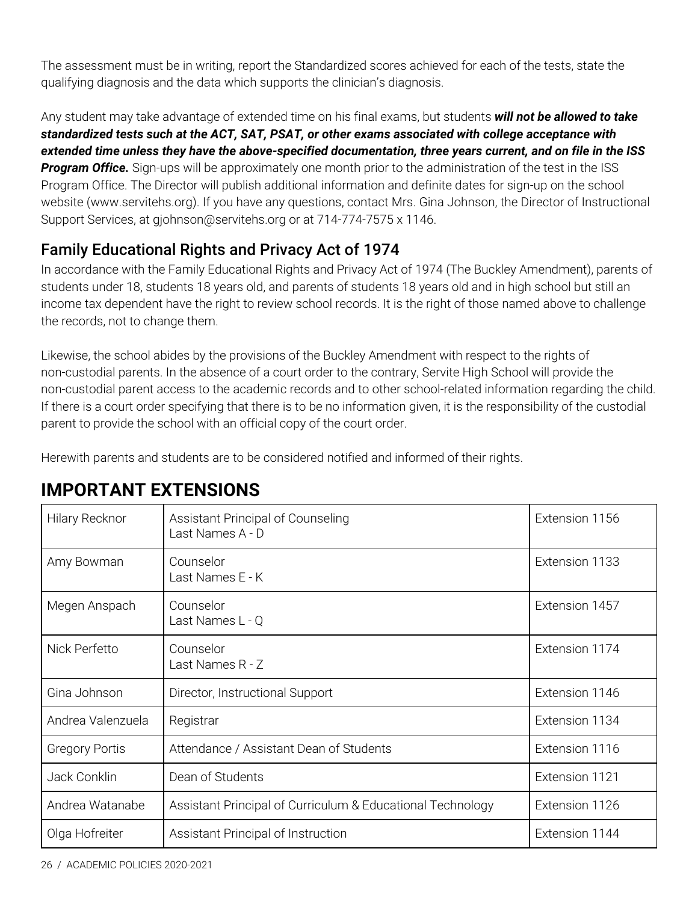The assessment must be in writing, report the Standardized scores achieved for each of the tests, state the qualifying diagnosis and the data which supports the clinician's diagnosis.

Any student may take advantage of extended time on his final exams, but students ***will not be allowed to take standardized tests such at the ACT, SAT, PSAT, or other exams associated with college acceptance with extended time unless they have the above-specified documentation, three years current, and on file in the ISS Program Office.*** Sign-ups will be approximately one month prior to the administration of the test in the ISS Program Office. The Director will publish additional information and definite dates for sign-up on the school website (www.servitehs.org). If you have any questions, contact Mrs. Gina Johnson, the Director of Instructional Support Services, at gjohnson@servitehs.org or at 714-774-7575 x 1146.

## Family Educational Rights and Privacy Act of 1974

In accordance with the Family Educational Rights and Privacy Act of 1974 (The Buckley Amendment), parents of students under 18, students 18 years old, and parents of students 18 years old and in high school but still an income tax dependent have the right to review school records. It is the right of those named above to challenge the records, not to change them.

Likewise, the school abides by the provisions of the Buckley Amendment with respect to the rights of non-custodial parents. In the absence of a court order to the contrary, Servite High School will provide the non-custodial parent access to the academic records and to other school-related information regarding the child. If there is a court order specifying that there is to be no information given, it is the responsibility of the custodial parent to provide the school with an official copy of the court order.

Herewith parents and students are to be considered notified and informed of their rights.

# IMPORTANT EXTENSIONS

| | | |
|---|---|---|
| Hilary Recknor | Assistant Principal of Counseling<br>Last Names A - D | Extension 1156 |
| Amy Bowman | Counselor<br>Last Names E - K | Extension 1133 |
| Megen Anspach | Counselor<br>Last Names L - Q | Extension 1457 |
| Nick Perfetto | Counselor<br>Last Names R - Z | Extension 1174 |
| Gina Johnson | Director, Instructional Support | Extension 1146 |
| Andrea Valenzuela | Registrar | Extension 1134 |
| Gregory Portis | Attendance / Assistant Dean of Students | Extension 1116 |
| Jack Conklin | Dean of Students | Extension 1121 |
| Andrea Watanabe | Assistant Principal of Curriculum & Educational Technology | Extension 1126 |
| Olga Hofreiter | Assistant Principal of Instruction | Extension 1144 |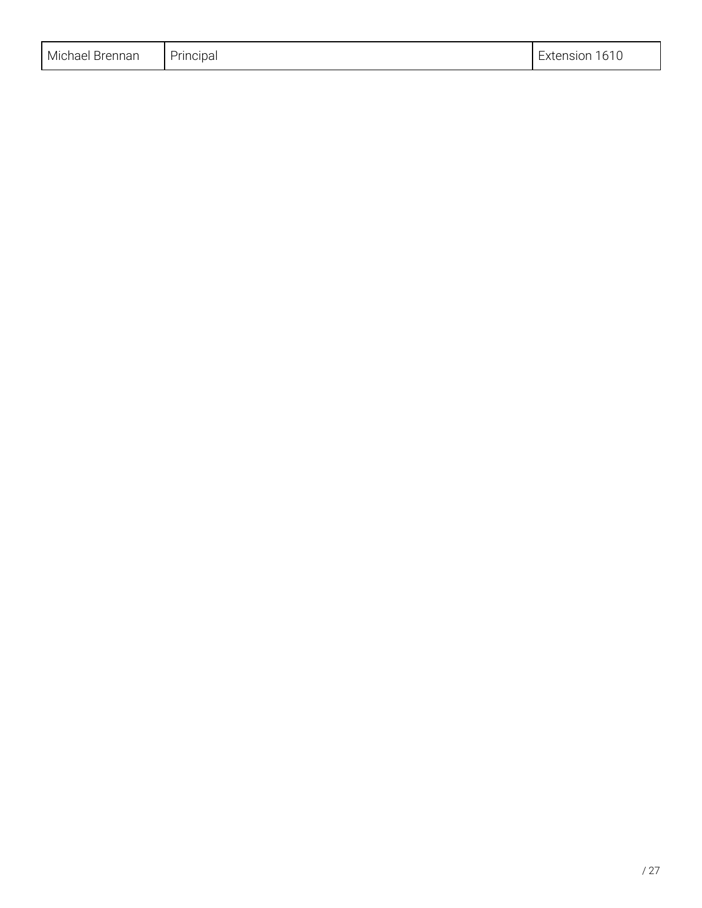| | | |
|---|---|---|
| Michael Brennan | Principal | Extension 1610 |